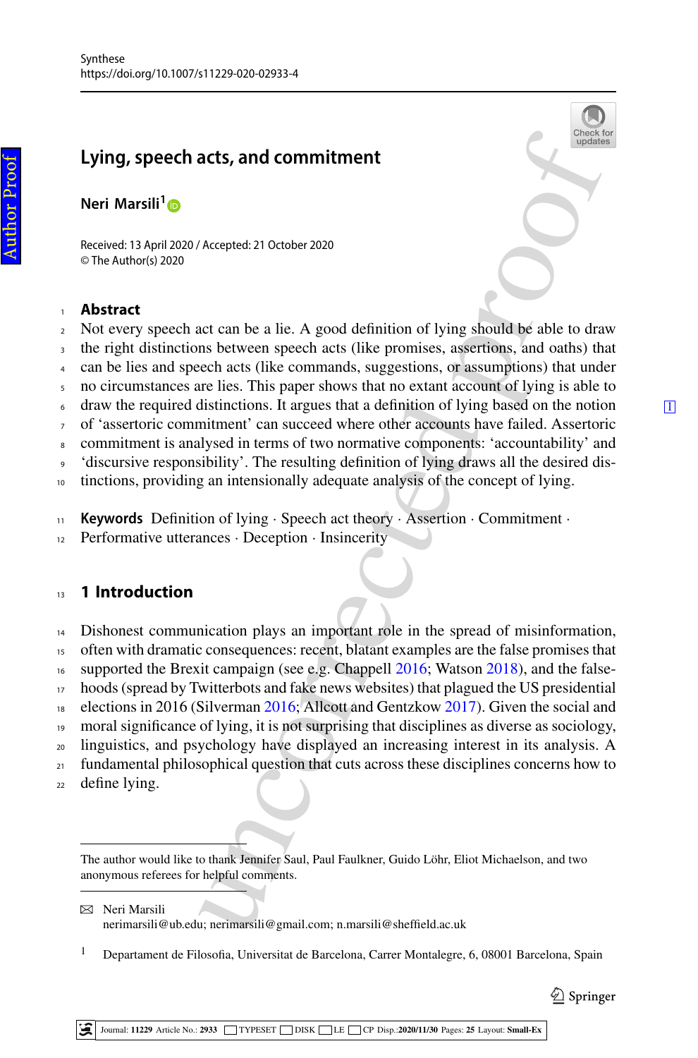Synthese
https://doi.org/10.1007/s11229-020-02933-4

# Lying, speech acts, and commitment

**Neri Marsili**[1]

Received: 13 April 2020 / Accepted: 21 October 2020
© The Author(s) 2020

## Abstract

Not every speech act can be a lie. A good definition of lying should be able to draw the right distinctions between speech acts (like promises, assertions, and oaths) that can be lies and speech acts (like commands, suggestions, or assumptions) that under no circumstances are lies. This paper shows that no extant account of lying is able to draw the required distinctions. It argues that a definition of lying based on the notion of 'assertoric commitment' can succeed where other accounts have failed. Assertoric commitment is analysed in terms of two normative components: 'accountability' and 'discursive responsibility'. The resulting definition of lying draws all the desired distinctions, providing an intensionally adequate analysis of the concept of lying.

**Keywords** Definition of lying · Speech act theory · Assertion · Commitment · Performative utterances · Deception · Insincerity

## 1 Introduction

Dishonest communication plays an important role in the spread of misinformation, often with dramatic consequences: recent, blatant examples are the false promises that supported the Brexit campaign (see e.g. Chappell 2016; Watson 2018), and the falsehoods (spread by Twitterbots and fake news websites) that plagued the US presidential elections in 2016 (Silverman 2016; Allcott and Gentzkow 2017). Given the social and moral significance of lying, it is not surprising that disciplines as diverse as sociology, linguistics, and psychology have displayed an increasing interest in its analysis. A fundamental philosophical question that cuts across these disciplines concerns how to define lying.

---

The author would like to thank Jennifer Saul, Paul Faulkner, Guido Löhr, Eliot Michaelson, and two anonymous referees for helpful comments.

✉ Neri Marsili
nerimarsili@ub.edu; nerimarsili@gmail.com; n.marsili@sheffield.ac.uk

[1] Departament de Filosofia, Universitat de Barcelona, Carrer Montalegre, 6, 08001 Barcelona, Spain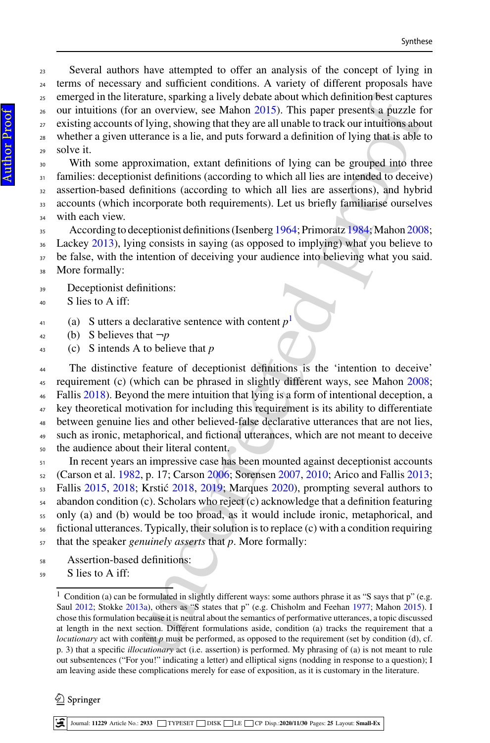Several authors have attempted to offer an analysis of the concept of lying in terms of necessary and sufficient conditions. A variety of different proposals have emerged in the literature, sparking a lively debate about which definition best captures our intuitions (for an overview, see Mahon 2015). This paper presents a puzzle for existing accounts of lying, showing that they are all unable to track our intuitions about whether a given utterance is a lie, and puts forward a definition of lying that is able to solve it.

With some approximation, extant definitions of lying can be grouped into three families: deceptionist definitions (according to which all lies are intended to deceive) assertion-based definitions (according to which all lies are assertions), and hybrid accounts (which incorporate both requirements). Let us briefly familiarise ourselves with each view.

According to deceptionist definitions (Isenberg 1964; Primoratz 1984; Mahon 2008; Lackey 2013), lying consists in saying (as opposed to implying) what you believe to be false, with the intention of deceiving your audience into believing what you said. More formally:

Deceptionist definitions:
S lies to A iff:

(a) S utters a declarative sentence with content $p$[1]
(b) S believes that $\neg p$
(c) S intends A to believe that $p$

The distinctive feature of deceptionist definitions is the 'intention to deceive' requirement (c) (which can be phrased in slightly different ways, see Mahon 2008; Fallis 2018). Beyond the mere intuition that lying is a form of intentional deception, a key theoretical motivation for including this requirement is its ability to differentiate between genuine lies and other believed-false declarative utterances that are not lies, such as ironic, metaphorical, and fictional utterances, which are not meant to deceive the audience about their literal content.

In recent years an impressive case has been mounted against deceptionist accounts (Carson et al. 1982, p. 17; Carson 2006; Sorensen 2007, 2010; Arico and Fallis 2013; Fallis 2015, 2018; Krstić 2018, 2019; Marques 2020), prompting several authors to abandon condition (c). Scholars who reject (c) acknowledge that a definition featuring only (a) and (b) would be too broad, as it would include ironic, metaphorical, and fictional utterances. Typically, their solution is to replace (c) with a condition requiring that the speaker *genuinely asserts* that $p$. More formally:

Assertion-based definitions:
S lies to A iff:

---

[1] Condition (a) can be formulated in slightly different ways: some authors phrase it as "S says that p" (e.g. Saul 2012; Stokke 2013a), others as "S states that p" (e.g. Chisholm and Feehan 1977; Mahon 2015). I chose this formulation because it is neutral about the semantics of performative utterances, a topic discussed at length in the next section. Different formulations aside, condition (a) tracks the requirement that a *locutionary* act with content $p$ must be performed, as opposed to the requirement (set by condition (d), cf. p. 3) that a specific *illocutionary* act (i.e. assertion) is performed. My phrasing of (a) is not meant to rule out subsentences ("For you!" indicating a letter) and elliptical signs (nodding in response to a question); I am leaving aside these complications merely for ease of exposition, as it is customary in the literature.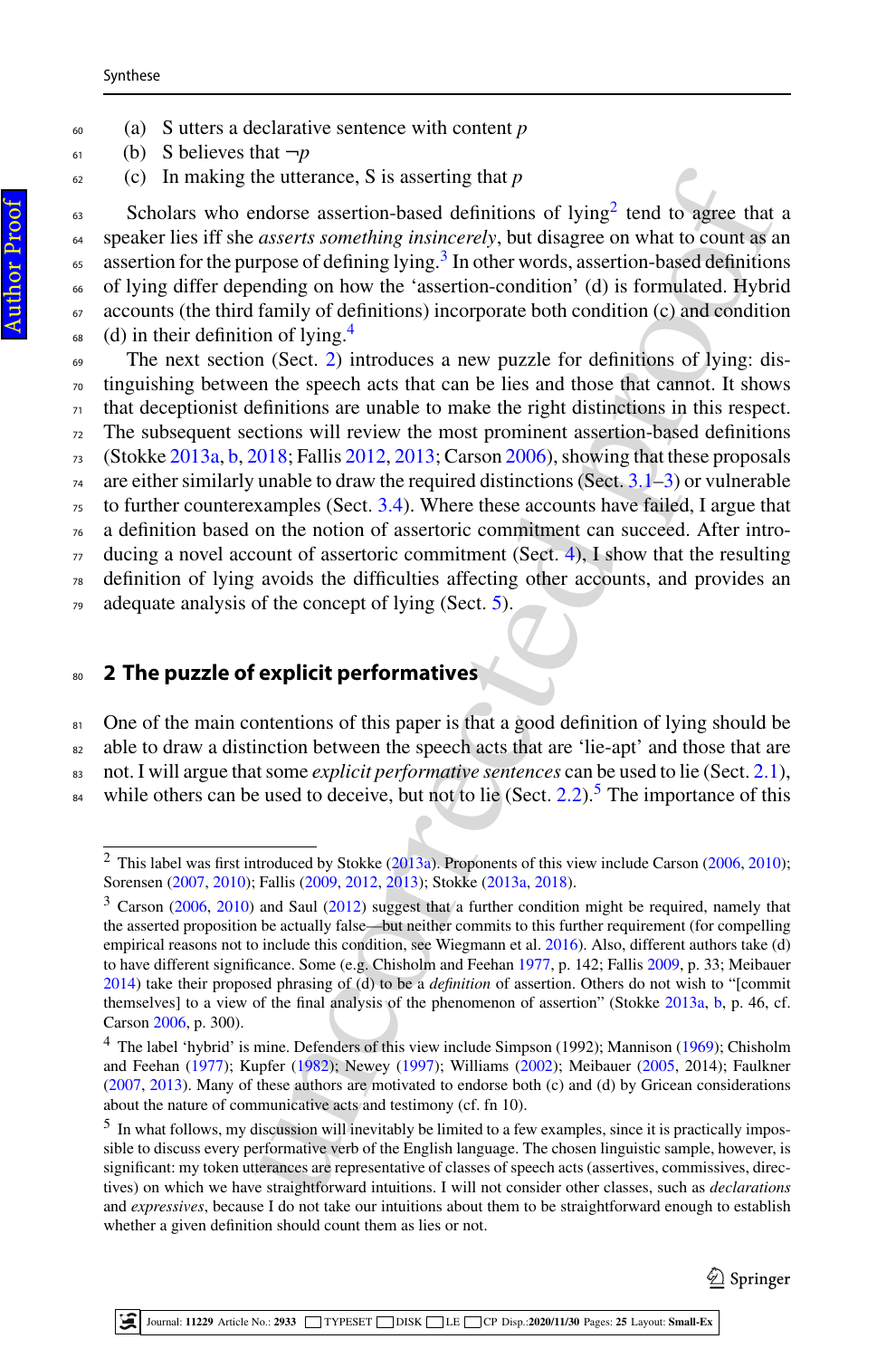(a) S utters a declarative sentence with content $p$
(b) S believes that $\neg p$
(c) In making the utterance, S is asserting that $p$

Scholars who endorse assertion-based definitions of lying[2] tend to agree that a speaker lies iff she *asserts something insincerely*, but disagree on what to count as an assertion for the purpose of defining lying.[3] In other words, assertion-based definitions of lying differ depending on how the 'assertion-condition' (d) is formulated. Hybrid accounts (the third family of definitions) incorporate both condition (c) and condition (d) in their definition of lying.[4]

The next section (Sect. 2) introduces a new puzzle for definitions of lying: distinguishing between the speech acts that can be lies and those that cannot. It shows that deceptionist definitions are unable to make the right distinctions in this respect. The subsequent sections will review the most prominent assertion-based definitions (Stokke 2013a, b, 2018; Fallis 2012, 2013; Carson 2006), showing that these proposals are either similarly unable to draw the required distinctions (Sect. 3.1–3) or vulnerable to further counterexamples (Sect. 3.4). Where these accounts have failed, I argue that a definition based on the notion of assertoric commitment can succeed. After introducing a novel account of assertoric commitment (Sect. 4), I show that the resulting definition of lying avoids the difficulties affecting other accounts, and provides an adequate analysis of the concept of lying (Sect. 5).

## 2 The puzzle of explicit performatives

One of the main contentions of this paper is that a good definition of lying should be able to draw a distinction between the speech acts that are 'lie-apt' and those that are not. I will argue that some *explicit performative sentences* can be used to lie (Sect. 2.1), while others can be used to deceive, but not to lie (Sect. 2.2).[5] The importance of this

---

[2] This label was first introduced by Stokke (2013a). Proponents of this view include Carson (2006, 2010); Sorensen (2007, 2010); Fallis (2009, 2012, 2013); Stokke (2013a, 2018).

[3] Carson (2006, 2010) and Saul (2012) suggest that a further condition might be required, namely that the asserted proposition be actually false—but neither commits to this further requirement (for compelling empirical reasons not to include this condition, see Wiegmann et al. 2016). Also, different authors take (d) to have different significance. Some (e.g. Chisholm and Feehan 1977, p. 142; Fallis 2009, p. 33; Meibauer 2014) take their proposed phrasing of (d) to be a *definition* of assertion. Others do not wish to "[commit themselves] to a view of the final analysis of the phenomenon of assertion" (Stokke 2013a, b, p. 46, cf. Carson 2006, p. 300).

[4] The label 'hybrid' is mine. Defenders of this view include Simpson (1992); Mannison (1969); Chisholm and Feehan (1977); Kupfer (1982); Newey (1997); Williams (2002); Meibauer (2005, 2014); Faulkner (2007, 2013). Many of these authors are motivated to endorse both (c) and (d) by Gricean considerations about the nature of communicative acts and testimony (cf. fn 10).

[5] In what follows, my discussion will inevitably be limited to a few examples, since it is practically impossible to discuss every performative verb of the English language. The chosen linguistic sample, however, is significant: my token utterances are representative of classes of speech acts (assertives, commissives, directives) on which we have straightforward intuitions. I will not consider other classes, such as *declarations* and *expressives*, because I do not take our intuitions about them to be straightforward enough to establish whether a given definition should count them as lies or not.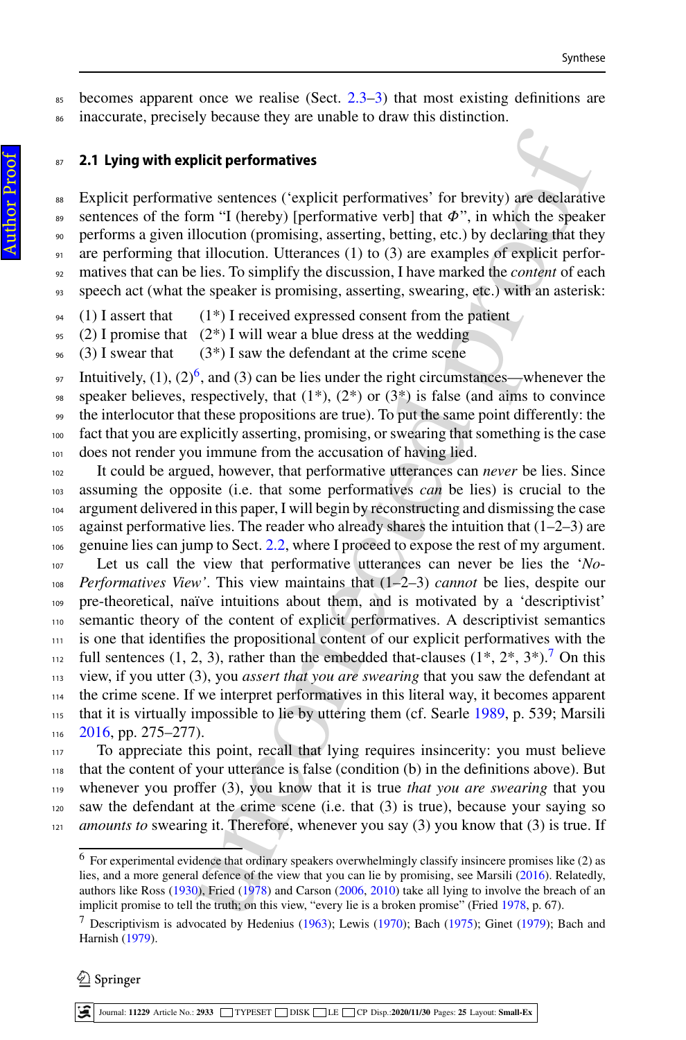becomes apparent once we realise (Sect. 2.3–3) that most existing definitions are inaccurate, precisely because they are unable to draw this distinction.

## 2.1 Lying with explicit performatives

Explicit performative sentences ('explicit performatives' for brevity) are declarative sentences of the form "I (hereby) [performative verb] that $\Phi$", in which the speaker performs a given illocution (promising, asserting, betting, etc.) by declaring that they are performing that illocution. Utterances (1) to (3) are examples of explicit performatives that can be lies. To simplify the discussion, I have marked the *content* of each speech act (what the speaker is promising, asserting, swearing, etc.) with an asterisk:

(1) I assert that (1*) I received expressed consent from the patient
(2) I promise that (2*) I will wear a blue dress at the wedding
(3) I swear that (3*) I saw the defendant at the crime scene

Intuitively, (1), (2)[6], and (3) can be lies under the right circumstances—whenever the speaker believes, respectively, that (1*), (2*) or (3*) is false (and aims to convince the interlocutor that these propositions are true). To put the same point differently: the fact that you are explicitly asserting, promising, or swearing that something is the case does not render you immune from the accusation of having lied.

It could be argued, however, that performative utterances can *never* be lies. Since assuming the opposite (i.e. that some performatives *can* be lies) is crucial to the argument delivered in this paper, I will begin by reconstructing and dismissing the case against performative lies. The reader who already shares the intuition that (1–2–3) are genuine lies can jump to Sect. 2.2, where I proceed to expose the rest of my argument.

Let us call the view that performative utterances can never be lies the '*No-Performatives View*'. This view maintains that (1–2–3) *cannot* be lies, despite our pre-theoretical, naïve intuitions about them, and is motivated by a 'descriptivist' semantic theory of the content of explicit performatives. A descriptivist semantics is one that identifies the propositional content of our explicit performatives with the full sentences (1, 2, 3), rather than the embedded that-clauses (1*, 2*, 3*).[7] On this view, if you utter (3), you *assert that you are swearing* that you saw the defendant at the crime scene. If we interpret performatives in this literal way, it becomes apparent that it is virtually impossible to lie by uttering them (cf. Searle 1989, p. 539; Marsili 2016, pp. 275–277).

To appreciate this point, recall that lying requires insincerity: you must believe that the content of your utterance is false (condition (b) in the definitions above). But whenever you proffer (3), you know that it is true *that you are swearing* that you saw the defendant at the crime scene (i.e. that (3) is true), because your saying so *amounts to* swearing it. Therefore, whenever you say (3) you know that (3) is true. If

---

[6] For experimental evidence that ordinary speakers overwhelmingly classify insincere promises like (2) as lies, and a more general defence of the view that you can lie by promising, see Marsili (2016). Relatedly, authors like Ross (1930), Fried (1978) and Carson (2006, 2010) take all lying to involve the breach of an implicit promise to tell the truth; on this view, "every lie is a broken promise" (Fried 1978, p. 67).

[7] Descriptivism is advocated by Hedenius (1963); Lewis (1970); Bach (1975); Ginet (1979); Bach and Harnish (1979).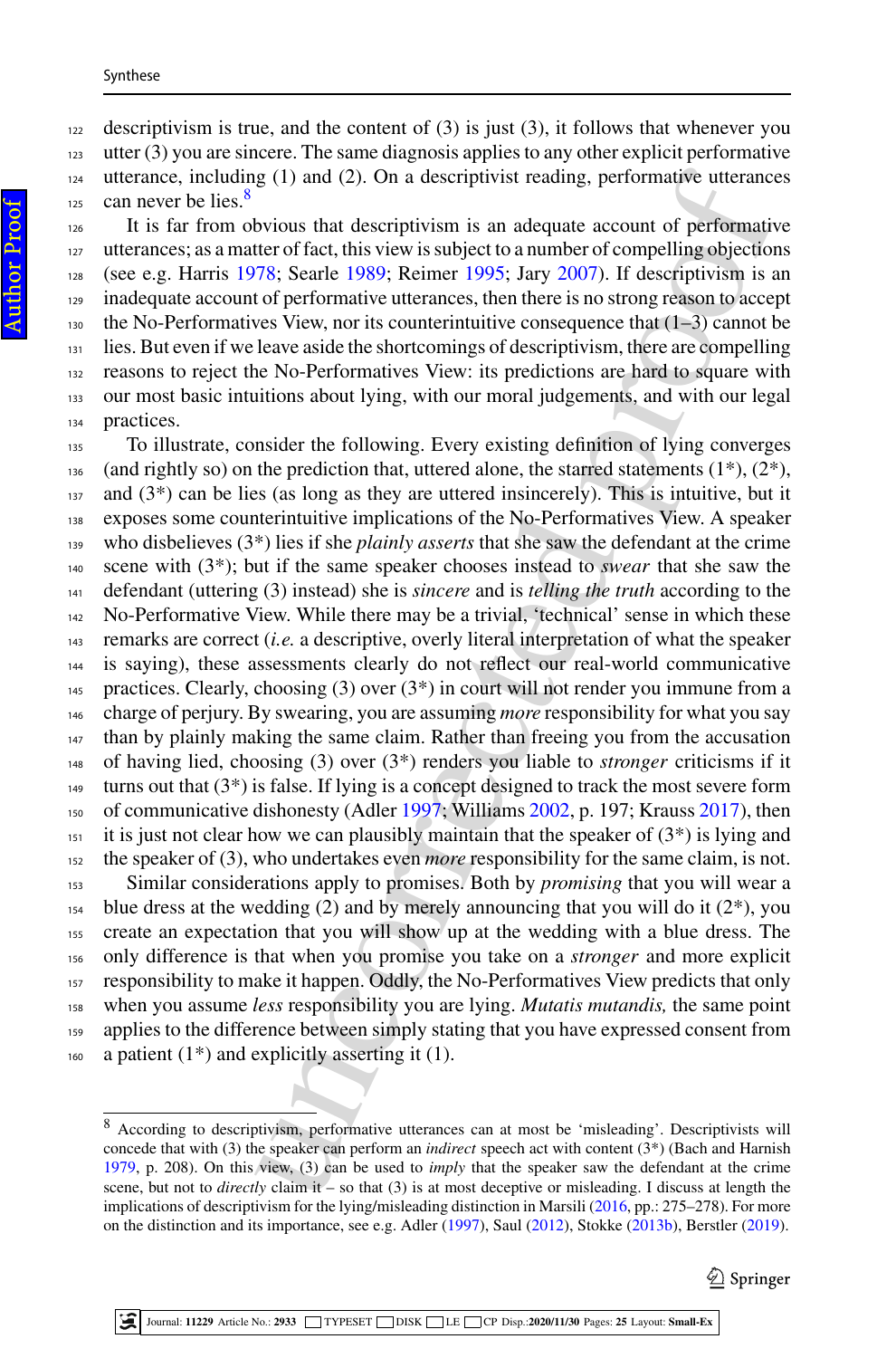descriptivism is true, and the content of (3) is just (3), it follows that whenever you utter (3) you are sincere. The same diagnosis applies to any other explicit performative utterance, including (1) and (2). On a descriptivist reading, performative utterances can never be lies.[8]

It is far from obvious that descriptivism is an adequate account of performative utterances; as a matter of fact, this view is subject to a number of compelling objections (see e.g. Harris 1978; Searle 1989; Reimer 1995; Jary 2007). If descriptivism is an inadequate account of performative utterances, then there is no strong reason to accept the No-Performatives View, nor its counterintuitive consequence that (1–3) cannot be lies. But even if we leave aside the shortcomings of descriptivism, there are compelling reasons to reject the No-Performatives View: its predictions are hard to square with our most basic intuitions about lying, with our moral judgements, and with our legal practices.

To illustrate, consider the following. Every existing definition of lying converges (and rightly so) on the prediction that, uttered alone, the starred statements (1*), (2*), and (3*) can be lies (as long as they are uttered insincerely). This is intuitive, but it exposes some counterintuitive implications of the No-Performatives View. A speaker who disbelieves (3*) lies if she *plainly asserts* that she saw the defendant at the crime scene with (3*); but if the same speaker chooses instead to *swear* that she saw the defendant (uttering (3) instead) she is *sincere* and is *telling the truth* according to the No-Performative View. While there may be a trivial, 'technical' sense in which these remarks are correct (*i.e.* a descriptive, overly literal interpretation of what the speaker is saying), these assessments clearly do not reflect our real-world communicative practices. Clearly, choosing (3) over (3*) in court will not render you immune from a charge of perjury. By swearing, you are assuming *more* responsibility for what you say than by plainly making the same claim. Rather than freeing you from the accusation of having lied, choosing (3) over (3*) renders you liable to *stronger* criticisms if it turns out that (3*) is false. If lying is a concept designed to track the most severe form of communicative dishonesty (Adler 1997; Williams 2002, p. 197; Krauss 2017), then it is just not clear how we can plausibly maintain that the speaker of (3*) is lying and the speaker of (3), who undertakes even *more* responsibility for the same claim, is not.

Similar considerations apply to promises. Both by *promising* that you will wear a blue dress at the wedding (2) and by merely announcing that you will do it (2*), you create an expectation that you will show up at the wedding with a blue dress. The only difference is that when you promise you take on a *stronger* and more explicit responsibility to make it happen. Oddly, the No-Performatives View predicts that only when you assume *less* responsibility you are lying. *Mutatis mutandis,* the same point applies to the difference between simply stating that you have expressed consent from a patient (1*) and explicitly asserting it (1).

---

[8] According to descriptivism, performative utterances can at most be 'misleading'. Descriptivists will concede that with (3) the speaker can perform an *indirect* speech act with content (3*) (Bach and Harnish 1979, p. 208). On this view, (3) can be used to *imply* that the speaker saw the defendant at the crime scene, but not to *directly* claim it – so that (3) is at most deceptive or misleading. I discuss at length the implications of descriptivism for the lying/misleading distinction in Marsili (2016, pp.: 275–278). For more on the distinction and its importance, see e.g. Adler (1997), Saul (2012), Stokke (2013b), Berstler (2019).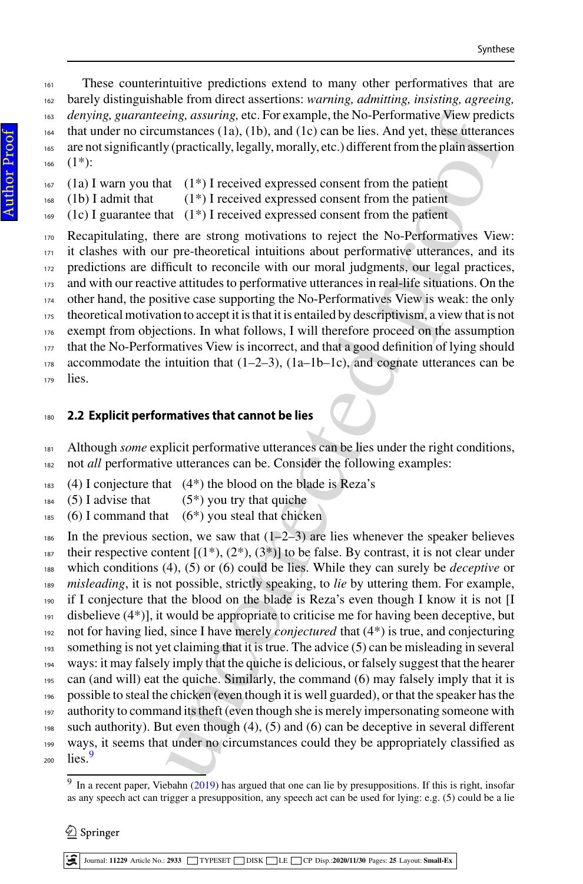These counterintuitive predictions extend to many other performatives that are barely distinguishable from direct assertions: *warning, admitting, insisting, agreeing, denying, guaranteeing, assuring,* etc. For example, the No-Performative View predicts that under no circumstances (1a), (1b), and (1c) can be lies. And yet, these utterances are not significantly (practically, legally, morally, etc.) different from the plain assertion (1*):

(1a) I warn you that (1*) I received expressed consent from the patient
(1b) I admit that (1*) I received expressed consent from the patient
(1c) I guarantee that (1*) I received expressed consent from the patient

Recapitulating, there are strong motivations to reject the No-Performatives View: it clashes with our pre-theoretical intuitions about performative utterances, and its predictions are difficult to reconcile with our moral judgments, our legal practices, and with our reactive attitudes to performative utterances in real-life situations. On the other hand, the positive case supporting the No-Performatives View is weak: the only theoretical motivation to accept it is that it is entailed by descriptivism, a view that is not exempt from objections. In what follows, I will therefore proceed on the assumption that the No-Performatives View is incorrect, and that a good definition of lying should accommodate the intuition that (1–2–3), (1a–1b–1c), and cognate utterances can be lies.

## 2.2 Explicit performatives that cannot be lies

Although *some* explicit performative utterances can be lies under the right conditions, not *all* performative utterances can be. Consider the following examples:

(4) I conjecture that (4*) the blood on the blade is Reza's
(5) I advise that (5*) you try that quiche
(6) I command that (6*) you steal that chicken

In the previous section, we saw that (1–2–3) are lies whenever the speaker believes their respective content [(1*), (2*), (3*)] to be false. By contrast, it is not clear under which conditions (4), (5) or (6) could be lies. While they can surely be *deceptive* or *misleading*, it is not possible, strictly speaking, to *lie* by uttering them. For example, if I conjecture that the blood on the blade is Reza's even though I know it is not [I disbelieve (4*)], it would be appropriate to criticise me for having been deceptive, but not for having lied, since I have merely *conjectured* that (4*) is true, and conjecturing something is not yet claiming that it is true. The advice (5) can be misleading in several ways: it may falsely imply that the quiche is delicious, or falsely suggest that the hearer can (and will) eat the quiche. Similarly, the command (6) may falsely imply that it is possible to steal the chicken (even though it is well guarded), or that the speaker has the authority to command its theft (even though she is merely impersonating someone with such authority). But even though (4), (5) and (6) can be deceptive in several different ways, it seems that under no circumstances could they be appropriately classified as lies.[9]

---

[9] In a recent paper, Viebahn (2019) has argued that one can lie by presuppositions. If this is right, insofar as any speech act can trigger a presupposition, any speech act can be used for lying: e.g. (5) could be a lie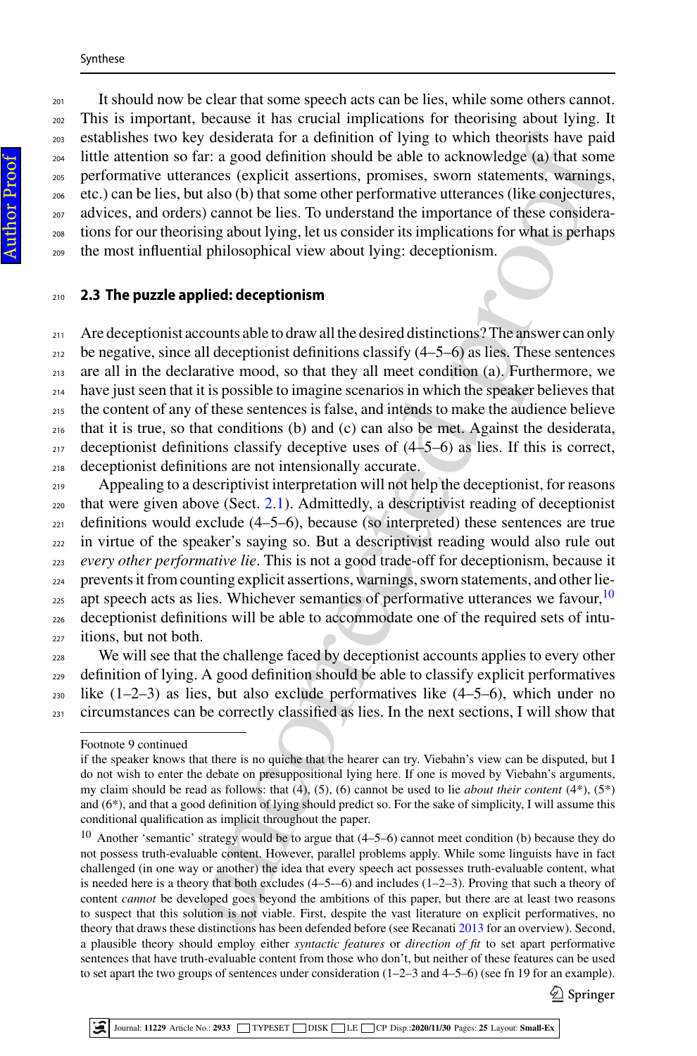It should now be clear that some speech acts can be lies, while some others cannot. This is important, because it has crucial implications for theorising about lying. It establishes two key desiderata for a definition of lying to which theorists have paid little attention so far: a good definition should be able to acknowledge (a) that some performative utterances (explicit assertions, promises, sworn statements, warnings, etc.) can be lies, but also (b) that some other performative utterances (like conjectures, advices, and orders) cannot be lies. To understand the importance of these considerations for our theorising about lying, let us consider its implications for what is perhaps the most influential philosophical view about lying: deceptionism.

### 2.3 The puzzle applied: deceptionism

Are deceptionist accounts able to draw all the desired distinctions? The answer can only be negative, since all deceptionist definitions classify (4–5–6) as lies. These sentences are all in the declarative mood, so that they all meet condition (a). Furthermore, we have just seen that it is possible to imagine scenarios in which the speaker believes that the content of any of these sentences is false, and intends to make the audience believe that it is true, so that conditions (b) and (c) can also be met. Against the desiderata, deceptionist definitions classify deceptive uses of (4–5–6) as lies. If this is correct, deceptionist definitions are not intensionally accurate.

Appealing to a descriptivist interpretation will not help the deceptionist, for reasons that were given above (Sect. 2.1). Admittedly, a descriptivist reading of deceptionist definitions would exclude (4–5–6), because (so interpreted) these sentences are true in virtue of the speaker's saying so. But a descriptivist reading would also rule out *every other performative lie*. This is not a good trade-off for deceptionism, because it prevents it from counting explicit assertions, warnings, sworn statements, and other lie-apt speech acts as lies. Whichever semantics of performative utterances we favour,[10] deceptionist definitions will be able to accommodate one of the required sets of intuitions, but not both.

We will see that the challenge faced by deceptionist accounts applies to every other definition of lying. A good definition should be able to classify explicit performatives like (1–2–3) as lies, but also exclude performatives like (4–5–6), which under no circumstances can be correctly classified as lies. In the next sections, I will show that

---

Footnote 9 continued
if the speaker knows that there is no quiche that the hearer can try. Viebahn's view can be disputed, but I do not wish to enter the debate on presuppositional lying here. If one is moved by Viebahn's arguments, my claim should be read as follows: that (4), (5), (6) cannot be used to lie *about their content* (4*), (5*) and (6*), and that a good definition of lying should predict so. For the sake of simplicity, I will assume this conditional qualification as implicit throughout the paper.

[10] Another 'semantic' strategy would be to argue that (4–5–6) cannot meet condition (b) because they do not possess truth-evaluable content. However, parallel problems apply. While some linguists have in fact challenged (in one way or another) the idea that every speech act possesses truth-evaluable content, what is needed here is a theory that both excludes (4–5-–6) and includes (1–2–3). Proving that such a theory of content *cannot* be developed goes beyond the ambitions of this paper, but there are at least two reasons to suspect that this solution is not viable. First, despite the vast literature on explicit performatives, no theory that draws these distinctions has been defended before (see Recanati 2013 for an overview). Second, a plausible theory should employ either *syntactic features* or *direction of fit* to set apart performative sentences that have truth-evaluable content from those who don't, but neither of these features can be used to set apart the two groups of sentences under consideration (1–2–3 and 4–5–6) (see fn 19 for an example).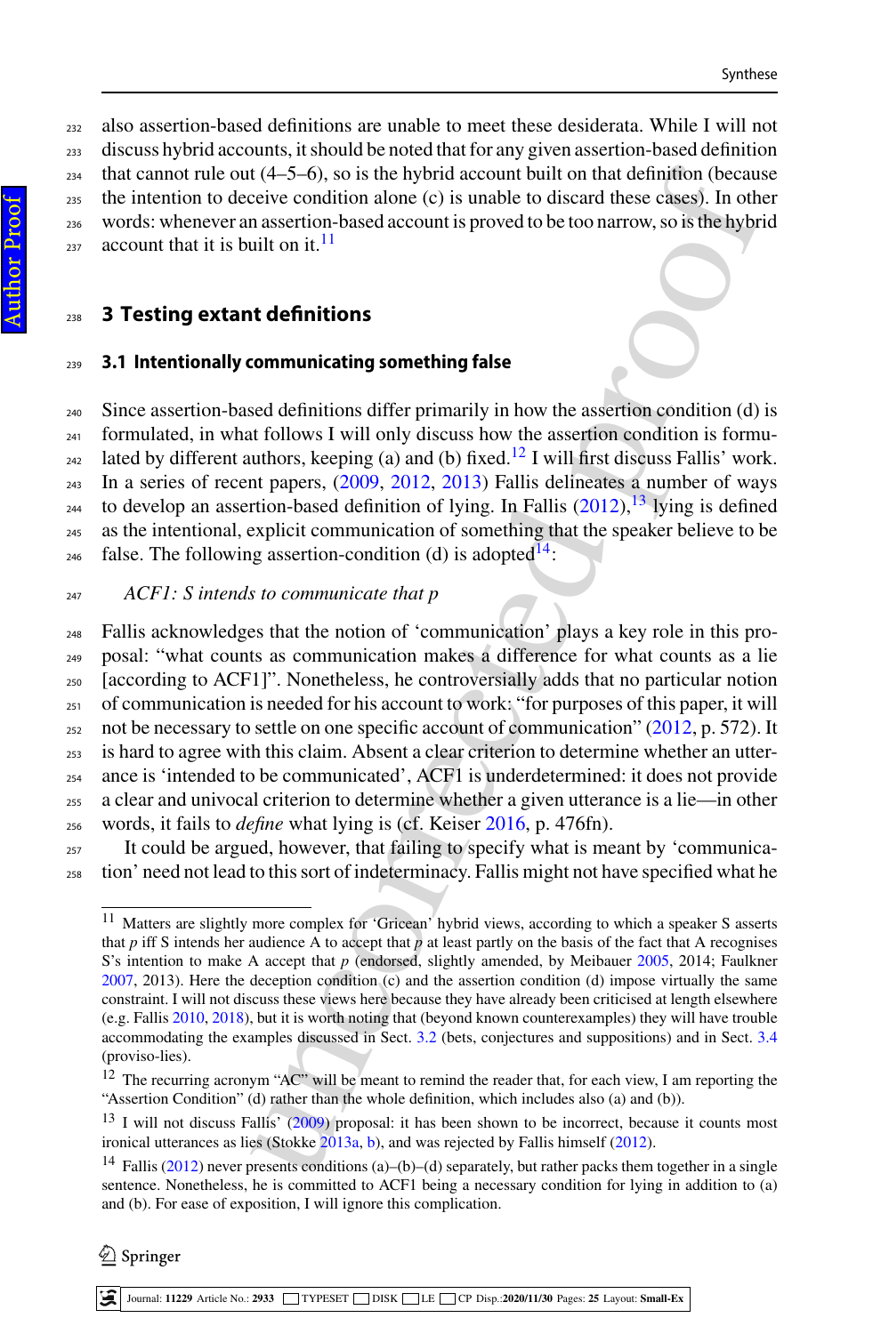also assertion-based definitions are unable to meet these desiderata. While I will not discuss hybrid accounts, it should be noted that for any given assertion-based definition that cannot rule out (4–5–6), so is the hybrid account built on that definition (because the intention to deceive condition alone (c) is unable to discard these cases). In other words: whenever an assertion-based account is proved to be too narrow, so is the hybrid account that it is built on it.[11]

## 3 Testing extant definitions

### 3.1 Intentionally communicating something false

Since assertion-based definitions differ primarily in how the assertion condition (d) is formulated, in what follows I will only discuss how the assertion condition is formulated by different authors, keeping (a) and (b) fixed.[12] I will first discuss Fallis' work. In a series of recent papers, (2009, 2012, 2013) Fallis delineates a number of ways to develop an assertion-based definition of lying. In Fallis (2012),[13] lying is defined as the intentional, explicit communication of something that the speaker believe to be false. The following assertion-condition (d) is adopted[14]:

*ACF1: S intends to communicate that p*

Fallis acknowledges that the notion of 'communication' plays a key role in this proposal: "what counts as communication makes a difference for what counts as a lie [according to ACF1]". Nonetheless, he controversially adds that no particular notion of communication is needed for his account to work: "for purposes of this paper, it will not be necessary to settle on one specific account of communication" (2012, p. 572). It is hard to agree with this claim. Absent a clear criterion to determine whether an utterance is 'intended to be communicated', ACF1 is underdetermined: it does not provide a clear and univocal criterion to determine whether a given utterance is a lie—in other words, it fails to *define* what lying is (cf. Keiser 2016, p. 476fn).

It could be argued, however, that failing to specify what is meant by 'communication' need not lead to this sort of indeterminacy. Fallis might not have specified what he

---

[11] Matters are slightly more complex for 'Gricean' hybrid views, according to which a speaker S asserts that *p* iff S intends her audience A to accept that *p* at least partly on the basis of the fact that A recognises S's intention to make A accept that *p* (endorsed, slightly amended, by Meibauer 2005, 2014; Faulkner 2007, 2013). Here the deception condition (c) and the assertion condition (d) impose virtually the same constraint. I will not discuss these views here because they have already been criticised at length elsewhere (e.g. Fallis 2010, 2018), but it is worth noting that (beyond known counterexamples) they will have trouble accommodating the examples discussed in Sect. 3.2 (bets, conjectures and suppositions) and in Sect. 3.4 (proviso-lies).

[12] The recurring acronym "AC" will be meant to remind the reader that, for each view, I am reporting the "Assertion Condition" (d) rather than the whole definition, which includes also (a) and (b)).

[13] I will not discuss Fallis' (2009) proposal: it has been shown to be incorrect, because it counts most ironical utterances as lies (Stokke 2013a, b), and was rejected by Fallis himself (2012).

[14] Fallis (2012) never presents conditions (a)–(b)–(d) separately, but rather packs them together in a single sentence. Nonetheless, he is committed to ACF1 being a necessary condition for lying in addition to (a) and (b). For ease of exposition, I will ignore this complication.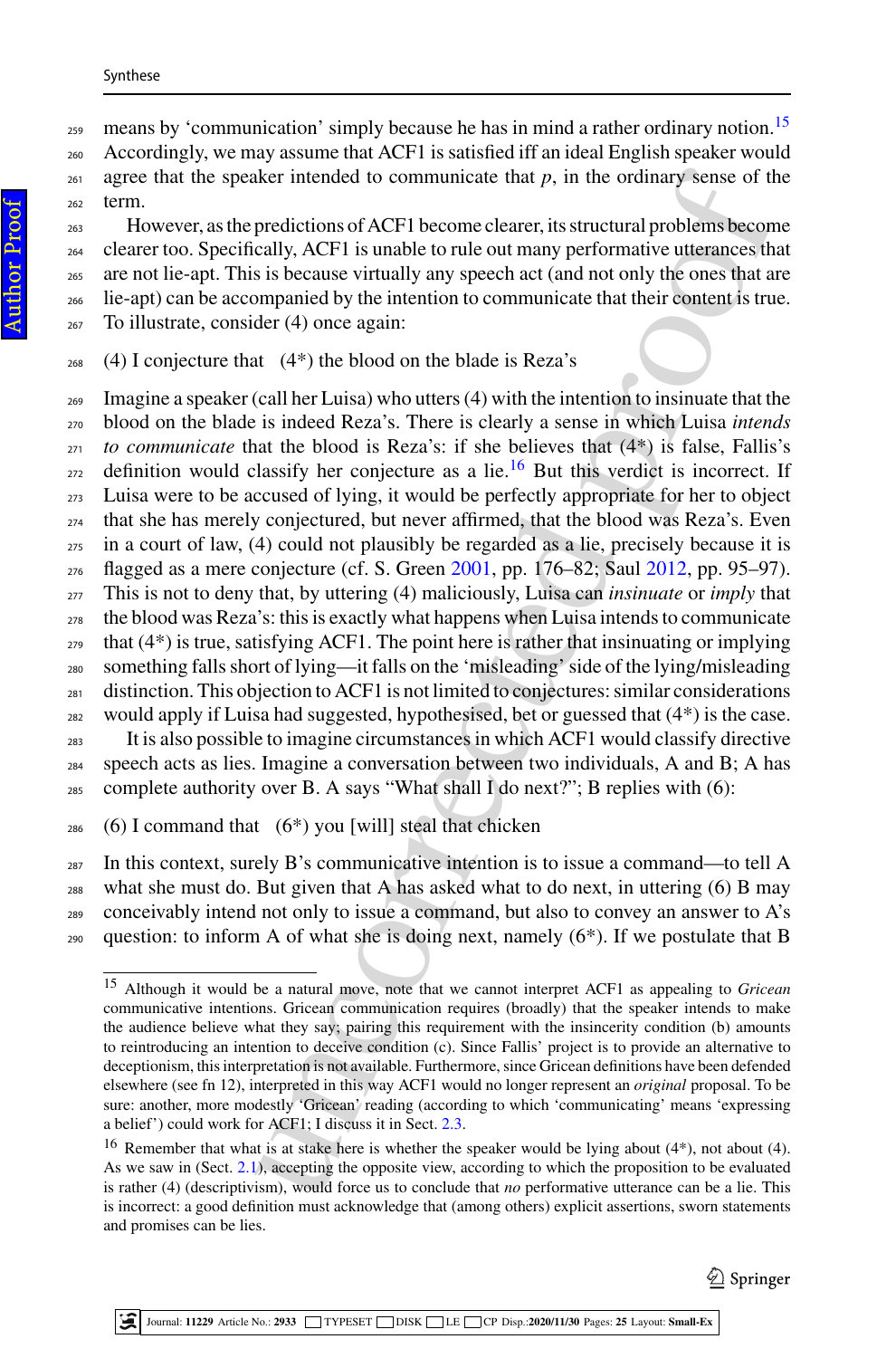means by 'communication' simply because he has in mind a rather ordinary notion.[15] Accordingly, we may assume that ACF1 is satisfied iff an ideal English speaker would agree that the speaker intended to communicate that *p*, in the ordinary sense of the term.

However, as the predictions of ACF1 become clearer, its structural problems become clearer too. Specifically, ACF1 is unable to rule out many performative utterances that are not lie-apt. This is because virtually any speech act (and not only the ones that are lie-apt) can be accompanied by the intention to communicate that their content is true. To illustrate, consider (4) once again:

(4) I conjecture that (4*) the blood on the blade is Reza's

Imagine a speaker (call her Luisa) who utters (4) with the intention to insinuate that the blood on the blade is indeed Reza's. There is clearly a sense in which Luisa *intends to communicate* that the blood is Reza's: if she believes that (4*) is false, Fallis's definition would classify her conjecture as a lie.[16] But this verdict is incorrect. If Luisa were to be accused of lying, it would be perfectly appropriate for her to object that she has merely conjectured, but never affirmed, that the blood was Reza's. Even in a court of law, (4) could not plausibly be regarded as a lie, precisely because it is flagged as a mere conjecture (cf. S. Green 2001, pp. 176–82; Saul 2012, pp. 95–97). This is not to deny that, by uttering (4) maliciously, Luisa can *insinuate* or *imply* that the blood was Reza's: this is exactly what happens when Luisa intends to communicate that (4*) is true, satisfying ACF1. The point here is rather that insinuating or implying something falls short of lying—it falls on the 'misleading' side of the lying/misleading distinction. This objection to ACF1 is not limited to conjectures: similar considerations would apply if Luisa had suggested, hypothesised, bet or guessed that (4*) is the case.

It is also possible to imagine circumstances in which ACF1 would classify directive speech acts as lies. Imagine a conversation between two individuals, A and B; A has complete authority over B. A says "What shall I do next?"; B replies with (6):

(6) I command that (6*) you [will] steal that chicken

In this context, surely B's communicative intention is to issue a command—to tell A what she must do. But given that A has asked what to do next, in uttering (6) B may conceivably intend not only to issue a command, but also to convey an answer to A's question: to inform A of what she is doing next, namely (6*). If we postulate that B

---

[15] Although it would be a natural move, note that we cannot interpret ACF1 as appealing to *Gricean* communicative intentions. Gricean communication requires (broadly) that the speaker intends to make the audience believe what they say; pairing this requirement with the insincerity condition (b) amounts to reintroducing an intention to deceive condition (c). Since Fallis' project is to provide an alternative to deceptionism, this interpretation is not available. Furthermore, since Gricean definitions have been defended elsewhere (see fn 12), interpreted in this way ACF1 would no longer represent an *original* proposal. To be sure: another, more modestly 'Gricean' reading (according to which 'communicating' means 'expressing a belief') could work for ACF1; I discuss it in Sect. 2.3.

[16] Remember that what is at stake here is whether the speaker would be lying about (4*), not about (4). As we saw in (Sect. 2.1), accepting the opposite view, according to which the proposition to be evaluated is rather (4) (descriptivism), would force us to conclude that *no* performative utterance can be a lie. This is incorrect: a good definition must acknowledge that (among others) explicit assertions, sworn statements and promises can be lies.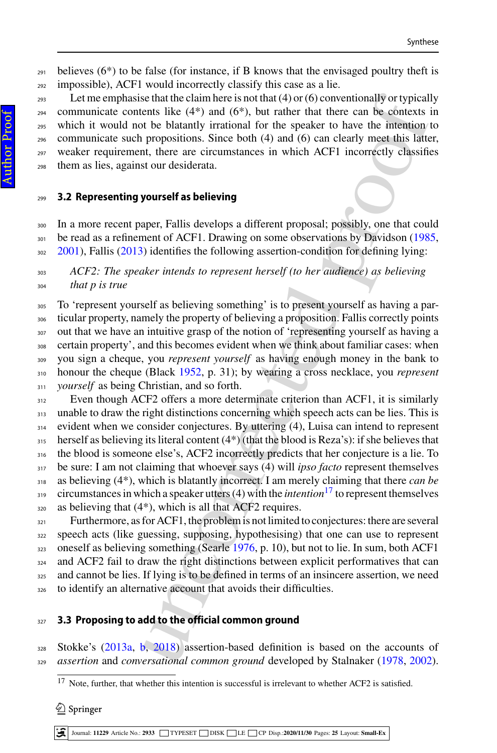believes (6*) to be false (for instance, if B knows that the envisaged poultry theft is impossible), ACF1 would incorrectly classify this case as a lie.

Let me emphasise that the claim here is not that (4) or (6) conventionally or typically communicate contents like (4*) and (6*), but rather that there can be contexts in which it would not be blatantly irrational for the speaker to have the intention to communicate such propositions. Since both (4) and (6) can clearly meet this latter, weaker requirement, there are circumstances in which ACF1 incorrectly classifies them as lies, against our desiderata.

### 3.2 Representing yourself as believing

In a more recent paper, Fallis develops a different proposal; possibly, one that could be read as a refinement of ACF1. Drawing on some observations by Davidson (1985, 2001), Fallis (2013) identifies the following assertion-condition for defining lying:

*ACF2: The speaker intends to represent herself (to her audience) as believing that p is true*

To 'represent yourself as believing something' is to present yourself as having a particular property, namely the property of believing a proposition. Fallis correctly points out that we have an intuitive grasp of the notion of 'representing yourself as having a certain property', and this becomes evident when we think about familiar cases: when you sign a cheque, you *represent yourself* as having enough money in the bank to honour the cheque (Black 1952, p. 31); by wearing a cross necklace, you *represent yourself* as being Christian, and so forth.

Even though ACF2 offers a more determinate criterion than ACF1, it is similarly unable to draw the right distinctions concerning which speech acts can be lies. This is evident when we consider conjectures. By uttering (4), Luisa can intend to represent herself as believing its literal content (4*) (that the blood is Reza's): if she believes that the blood is someone else's, ACF2 incorrectly predicts that her conjecture is a lie. To be sure: I am not claiming that whoever says (4) will *ipso facto* represent themselves as believing (4*), which is blatantly incorrect. I am merely claiming that there *can be* circumstances in which a speaker utters (4) with the *intention*[17] to represent themselves as believing that (4*), which is all that ACF2 requires.

Furthermore, as for ACF1, the problem is not limited to conjectures: there are several speech acts (like guessing, supposing, hypothesising) that one can use to represent oneself as believing something (Searle 1976, p. 10), but not to lie. In sum, both ACF1 and ACF2 fail to draw the right distinctions between explicit performatives that can and cannot be lies. If lying is to be defined in terms of an insincere assertion, we need to identify an alternative account that avoids their difficulties.

### 3.3 Proposing to add to the official common ground

Stokke's (2013a, b, 2018) assertion-based definition is based on the accounts of *assertion* and *conversational common ground* developed by Stalnaker (1978, 2002).

[17] Note, further, that whether this intention is successful is irrelevant to whether ACF2 is satisfied.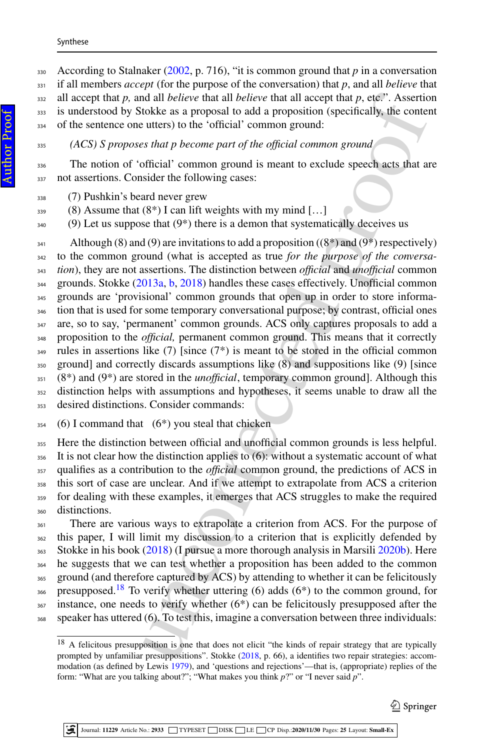According to Stalnaker (2002, p. 716), "it is common ground that *p* in a conversation if all members *accept* (for the purpose of the conversation) that *p*, and all *believe* that all accept that *p,* and all *believe* that all *believe* that all accept that *p*, etc.". Assertion is understood by Stokke as a proposal to add a proposition (specifically, the content of the sentence one utters) to the 'official' common ground:

*(ACS) S proposes that p become part of the official common ground*

The notion of 'official' common ground is meant to exclude speech acts that are not assertions. Consider the following cases:

(7) Pushkin's beard never grew
(8) Assume that (8*) I can lift weights with my mind […]
(9) Let us suppose that (9*) there is a demon that systematically deceives us

Although (8) and (9) are invitations to add a proposition ((8*) and (9*) respectively) to the common ground (what is accepted as true *for the purpose of the conversation*), they are not assertions. The distinction between *official* and *unofficial* common grounds. Stokke (2013a, b, 2018) handles these cases effectively. Unofficial common grounds are 'provisional' common grounds that open up in order to store information that is used for some temporary conversational purpose; by contrast, official ones are, so to say, 'permanent' common grounds. ACS only captures proposals to add a proposition to the *official,* permanent common ground. This means that it correctly rules in assertions like (7) [since (7*) is meant to be stored in the official common ground] and correctly discards assumptions like (8) and suppositions like (9) [since (8*) and (9*) are stored in the *unofficial*, temporary common ground]. Although this distinction helps with assumptions and hypotheses, it seems unable to draw all the desired distinctions. Consider commands:

(6) I command that (6*) you steal that chicken

Here the distinction between official and unofficial common grounds is less helpful. It is not clear how the distinction applies to (6): without a systematic account of what qualifies as a contribution to the *official* common ground, the predictions of ACS in this sort of case are unclear. And if we attempt to extrapolate from ACS a criterion for dealing with these examples, it emerges that ACS struggles to make the required distinctions.

There are various ways to extrapolate a criterion from ACS. For the purpose of this paper, I will limit my discussion to a criterion that is explicitly defended by Stokke in his book (2018) (I pursue a more thorough analysis in Marsili 2020b). Here he suggests that we can test whether a proposition has been added to the common ground (and therefore captured by ACS) by attending to whether it can be felicitously presupposed.[18] To verify whether uttering (6) adds (6*) to the common ground, for instance, one needs to verify whether (6*) can be felicitously presupposed after the speaker has uttered (6). To test this, imagine a conversation between three individuals:

[18] A felicitous presupposition is one that does not elicit "the kinds of repair strategy that are typically prompted by unfamiliar presuppositions". Stokke (2018, p. 66), a identifies two repair strategies: accommodation (as defined by Lewis 1979), and 'questions and rejections'—that is, (appropriate) replies of the form: "What are you talking about?"; "What makes you think *p*?" or "I never said *p*".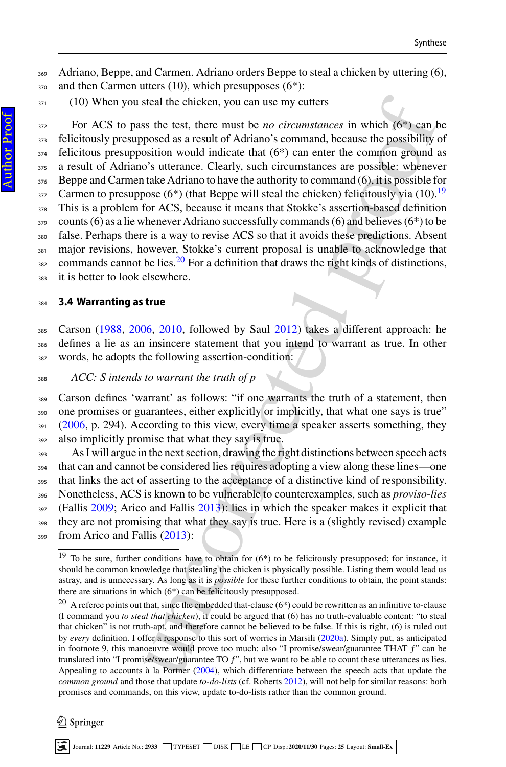Adriano, Beppe, and Carmen. Adriano orders Beppe to steal a chicken by uttering (6), and then Carmen utters (10), which presupposes (6*):

(10) When you steal the chicken, you can use my cutters

For ACS to pass the test, there must be *no circumstances* in which (6*) can be felicitously presupposed as a result of Adriano's command, because the possibility of felicitous presupposition would indicate that (6*) can enter the common ground as a result of Adriano's utterance. Clearly, such circumstances are possible: whenever Beppe and Carmen take Adriano to have the authority to command (6), it is possible for Carmen to presuppose (6*) (that Beppe will steal the chicken) felicitously via (10).[19] This is a problem for ACS, because it means that Stokke's assertion-based definition counts (6) as a lie whenever Adriano successfully commands (6) and believes (6*) to be false. Perhaps there is a way to revise ACS so that it avoids these predictions. Absent major revisions, however, Stokke's current proposal is unable to acknowledge that commands cannot be lies.[20] For a definition that draws the right kinds of distinctions, it is better to look elsewhere.

### 3.4 Warranting as true

Carson (1988, 2006, 2010, followed by Saul 2012) takes a different approach: he defines a lie as an insincere statement that you intend to warrant as true. In other words, he adopts the following assertion-condition:

*ACC: S intends to warrant the truth of p*

Carson defines 'warrant' as follows: "if one warrants the truth of a statement, then one promises or guarantees, either explicitly or implicitly, that what one says is true" (2006, p. 294). According to this view, every time a speaker asserts something, they also implicitly promise that what they say is true.

As I will argue in the next section, drawing the right distinctions between speech acts that can and cannot be considered lies requires adopting a view along these lines—one that links the act of asserting to the acceptance of a distinctive kind of responsibility. Nonetheless, ACS is known to be vulnerable to counterexamples, such as *proviso-lies* (Fallis 2009; Arico and Fallis 2013): lies in which the speaker makes it explicit that they are not promising that what they say is true. Here is a (slightly revised) example from Arico and Fallis (2013):

---

[19] To be sure, further conditions have to obtain for (6*) to be felicitously presupposed; for instance, it should be common knowledge that stealing the chicken is physically possible. Listing them would lead us astray, and is unnecessary. As long as it is *possible* for these further conditions to obtain, the point stands: there are situations in which (6*) can be felicitously presupposed.

[20] A referee points out that, since the embedded that-clause (6*) could be rewritten as an infinitive to-clause (I command you *to steal that chicken*), it could be argued that (6) has no truth-evaluable content: "to steal that chicken" is not truth-apt, and therefore cannot be believed to be false. If this is right, (6) is ruled out by *every* definition. I offer a response to this sort of worries in Marsili (2020a). Simply put, as anticipated in footnote 9, this manoeuvre would prove too much: also "I promise/swear/guarantee THAT *f*" can be translated into "I promise/swear/guarantee TO *f*", but we want to be able to count these utterances as lies. Appealing to accounts à la Portner (2004), which differentiate between the speech acts that update the *common ground* and those that update *to-do-lists* (cf. Roberts 2012), will not help for similar reasons: both promises and commands, on this view, update to-do-lists rather than the common ground.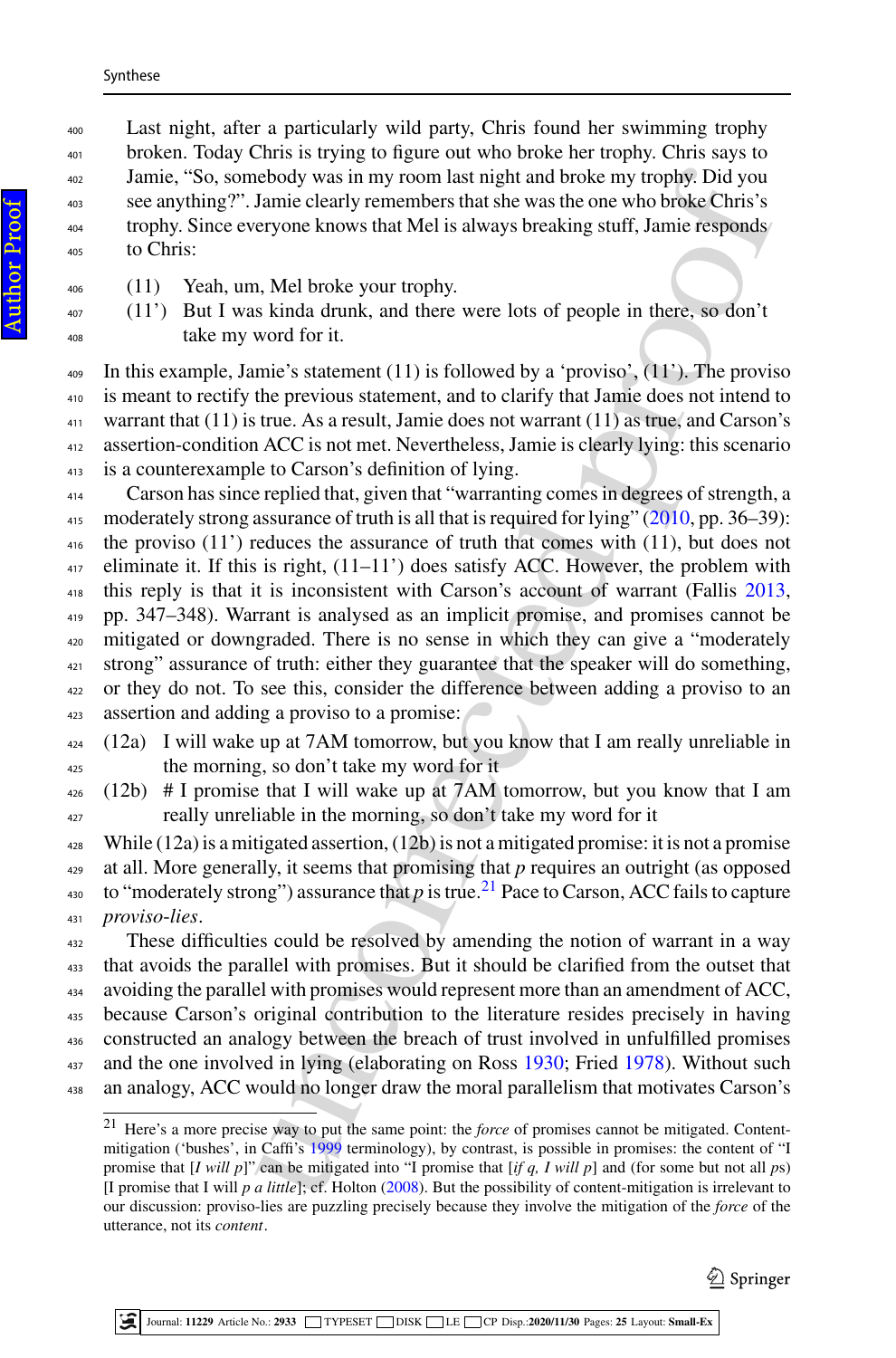Last night, after a particularly wild party, Chris found her swimming trophy broken. Today Chris is trying to figure out who broke her trophy. Chris says to Jamie, "So, somebody was in my room last night and broke my trophy. Did you see anything?". Jamie clearly remembers that she was the one who broke Chris's trophy. Since everyone knows that Mel is always breaking stuff, Jamie responds to Chris:

(11) Yeah, um, Mel broke your trophy.

(11') But I was kinda drunk, and there were lots of people in there, so don't take my word for it.

In this example, Jamie's statement (11) is followed by a 'proviso', (11'). The proviso is meant to rectify the previous statement, and to clarify that Jamie does not intend to warrant that (11) is true. As a result, Jamie does not warrant (11) as true, and Carson's assertion-condition ACC is not met. Nevertheless, Jamie is clearly lying: this scenario is a counterexample to Carson's definition of lying.

Carson has since replied that, given that "warranting comes in degrees of strength, a moderately strong assurance of truth is all that is required for lying" (2010, pp. 36–39): the proviso (11') reduces the assurance of truth that comes with (11), but does not eliminate it. If this is right, (11–11') does satisfy ACC. However, the problem with this reply is that it is inconsistent with Carson's account of warrant (Fallis 2013, pp. 347–348). Warrant is analysed as an implicit promise, and promises cannot be mitigated or downgraded. There is no sense in which they can give a "moderately strong" assurance of truth: either they guarantee that the speaker will do something, or they do not. To see this, consider the difference between adding a proviso to an assertion and adding a proviso to a promise:

(12a) I will wake up at 7AM tomorrow, but you know that I am really unreliable in the morning, so don't take my word for it

(12b) # I promise that I will wake up at 7AM tomorrow, but you know that I am really unreliable in the morning, so don't take my word for it

While (12a) is a mitigated assertion, (12b) is not a mitigated promise: it is not a promise at all. More generally, it seems that promising that *p* requires an outright (as opposed to "moderately strong") assurance that *p* is true.[21] Pace to Carson, ACC fails to capture *proviso-lies*.

These difficulties could be resolved by amending the notion of warrant in a way that avoids the parallel with promises. But it should be clarified from the outset that avoiding the parallel with promises would represent more than an amendment of ACC, because Carson's original contribution to the literature resides precisely in having constructed an analogy between the breach of trust involved in unfulfilled promises and the one involved in lying (elaborating on Ross 1930; Fried 1978). Without such an analogy, ACC would no longer draw the moral parallelism that motivates Carson's

---

[21] Here's a more precise way to put the same point: the *force* of promises cannot be mitigated. Content-mitigation ('bushes', in Caffi's 1999 terminology), by contrast, is possible in promises: the content of "I promise that [*I will p*]" can be mitigated into "I promise that [*if q, I will p*] and (for some but not all *p*s) [I promise that I will *p a little*]; cf. Holton (2008). But the possibility of content-mitigation is irrelevant to our discussion: proviso-lies are puzzling precisely because they involve the mitigation of the *force* of the utterance, not its *content*.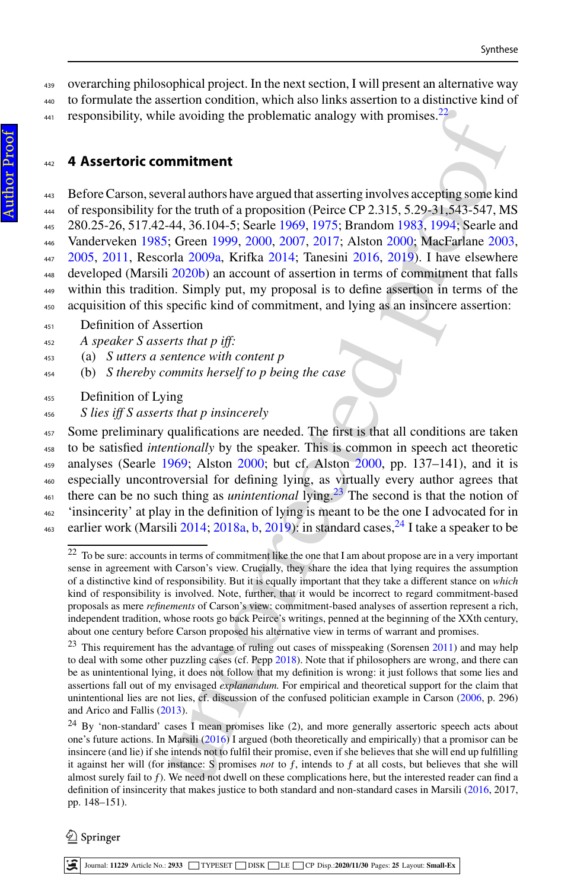overarching philosophical project. In the next section, I will present an alternative way to formulate the assertion condition, which also links assertion to a distinctive kind of responsibility, while avoiding the problematic analogy with promises.[22]

## 4 Assertoric commitment

Before Carson, several authors have argued that asserting involves accepting some kind of responsibility for the truth of a proposition (Peirce CP 2.315, 5.29-31,543-547, MS 280.25-26, 517.42-44, 36.104-5; Searle 1969, 1975; Brandom 1983, 1994; Searle and Vanderveken 1985; Green 1999, 2000, 2007, 2017; Alston 2000; MacFarlane 2003, 2005, 2011, Rescorla 2009a, Krifka 2014; Tanesini 2016, 2019). I have elsewhere developed (Marsili 2020b) an account of assertion in terms of commitment that falls within this tradition. Simply put, my proposal is to define assertion in terms of the acquisition of this specific kind of commitment, and lying as an insincere assertion:

Definition of Assertion
*A speaker S asserts that p iff:*
(a) *S utters a sentence with content p*
(b) *S thereby commits herself to p being the case*

Definition of Lying
*S lies iff S asserts that p insincerely*

Some preliminary qualifications are needed. The first is that all conditions are taken to be satisfied *intentionally* by the speaker. This is common in speech act theoretic analyses (Searle 1969; Alston 2000; but cf. Alston 2000, pp. 137–141), and it is especially uncontroversial for defining lying, as virtually every author agrees that there can be no such thing as *unintentional* lying.[23] The second is that the notion of 'insincerity' at play in the definition of lying is meant to be the one I advocated for in earlier work (Marsili 2014; 2018a, b, 2019): in standard cases,[24] I take a speaker to be

---

[22] To be sure: accounts in terms of commitment like the one that I am about propose are in a very important sense in agreement with Carson's view. Crucially, they share the idea that lying requires the assumption of a distinctive kind of responsibility. But it is equally important that they take a different stance on *which* kind of responsibility is involved. Note, further, that it would be incorrect to regard commitment-based proposals as mere *refinements* of Carson's view: commitment-based analyses of assertion represent a rich, independent tradition, whose roots go back Peirce's writings, penned at the beginning of the XXth century, about one century before Carson proposed his alternative view in terms of warrant and promises.

[23] This requirement has the advantage of ruling out cases of misspeaking (Sorensen 2011) and may help to deal with some other puzzling cases (cf. Pepp 2018). Note that if philosophers are wrong, and there can be as unintentional lying, it does not follow that my definition is wrong: it just follows that some lies and assertions fall out of my envisaged *explanandum*. For empirical and theoretical support for the claim that unintentional lies are not lies, cf. discussion of the confused politician example in Carson (2006, p. 296) and Arico and Fallis (2013).

[24] By 'non-standard' cases I mean promises like (2), and more generally assertoric speech acts about one's future actions. In Marsili (2016) I argued (both theoretically and empirically) that a promisor can be insincere (and lie) if she intends not to fulfil their promise, even if she believes that she will end up fulfilling it against her will (for instance: S promises *not* to $f$, intends to $f$ at all costs, but believes that she will almost surely fail to $f$). We need not dwell on these complications here, but the interested reader can find a definition of insincerity that makes justice to both standard and non-standard cases in Marsili (2016, 2017, pp. 148–151).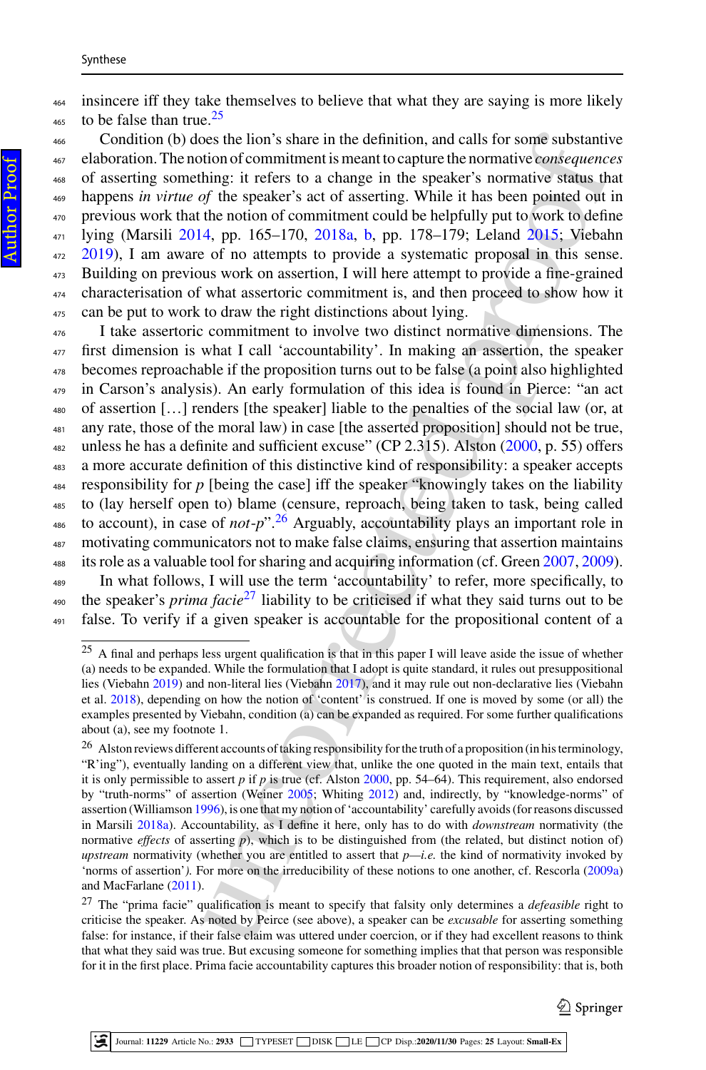insincere iff they take themselves to believe that what they are saying is more likely to be false than true.[25]

Condition (b) does the lion's share in the definition, and calls for some substantive elaboration. The notion of commitment is meant to capture the normative *consequences* of asserting something: it refers to a change in the speaker's normative status that happens *in virtue of* the speaker's act of asserting. While it has been pointed out in previous work that the notion of commitment could be helpfully put to work to define lying (Marsili 2014, pp. 165–170, 2018a, b, pp. 178–179; Leland 2015; Viebahn 2019), I am aware of no attempts to provide a systematic proposal in this sense. Building on previous work on assertion, I will here attempt to provide a fine-grained characterisation of what assertoric commitment is, and then proceed to show how it can be put to work to draw the right distinctions about lying.

I take assertoric commitment to involve two distinct normative dimensions. The first dimension is what I call 'accountability'. In making an assertion, the speaker becomes reproachable if the proposition turns out to be false (a point also highlighted in Carson's analysis). An early formulation of this idea is found in Pierce: "an act of assertion […] renders [the speaker] liable to the penalties of the social law (or, at any rate, those of the moral law) in case [the asserted proposition] should not be true, unless he has a definite and sufficient excuse" (CP 2.315). Alston (2000, p. 55) offers a more accurate definition of this distinctive kind of responsibility: a speaker accepts responsibility for *p* [being the case] iff the speaker "knowingly takes on the liability to (lay herself open to) blame (censure, reproach, being taken to task, being called to account), in case of *not-p*".[26] Arguably, accountability plays an important role in motivating communicators not to make false claims, ensuring that assertion maintains its role as a valuable tool for sharing and acquiring information (cf. Green 2007, 2009).

In what follows, I will use the term 'accountability' to refer, more specifically, to the speaker's *prima facie*[27] liability to be criticised if what they said turns out to be false. To verify if a given speaker is accountable for the propositional content of a

---

[25] A final and perhaps less urgent qualification is that in this paper I will leave aside the issue of whether (a) needs to be expanded. While the formulation that I adopt is quite standard, it rules out presuppositional lies (Viebahn 2019) and non-literal lies (Viebahn 2017), and it may rule out non-declarative lies (Viebahn et al. 2018), depending on how the notion of 'content' is construed. If one is moved by some (or all) the examples presented by Viebahn, condition (a) can be expanded as required. For some further qualifications about (a), see my footnote 1.

[26] Alston reviews different accounts of taking responsibility for the truth of a proposition (in his terminology, "R'ing"), eventually landing on a different view that, unlike the one quoted in the main text, entails that it is only permissible to assert *p* if *p* is true (cf. Alston 2000, pp. 54–64). This requirement, also endorsed by "truth-norms" of assertion (Weiner 2005; Whiting 2012) and, indirectly, by "knowledge-norms" of assertion (Williamson 1996), is one that my notion of 'accountability' carefully avoids (for reasons discussed in Marsili 2018a). Accountability, as I define it here, only has to do with *downstream* normativity (the normative *effects* of asserting *p*), which is to be distinguished from (the related, but distinct notion of) *upstream* normativity (whether you are entitled to assert that *p*—*i.e.* the kind of normativity invoked by 'norms of assertion'*)*. For more on the irreducibility of these notions to one another, cf. Rescorla (2009a) and MacFarlane (2011).

[27] The "prima facie" qualification is meant to specify that falsity only determines a *defeasible* right to criticise the speaker. As noted by Peirce (see above), a speaker can be *excusable* for asserting something false: for instance, if their false claim was uttered under coercion, or if they had excellent reasons to think that what they said was true. But excusing someone for something implies that that person was responsible for it in the first place. Prima facie accountability captures this broader notion of responsibility: that is, both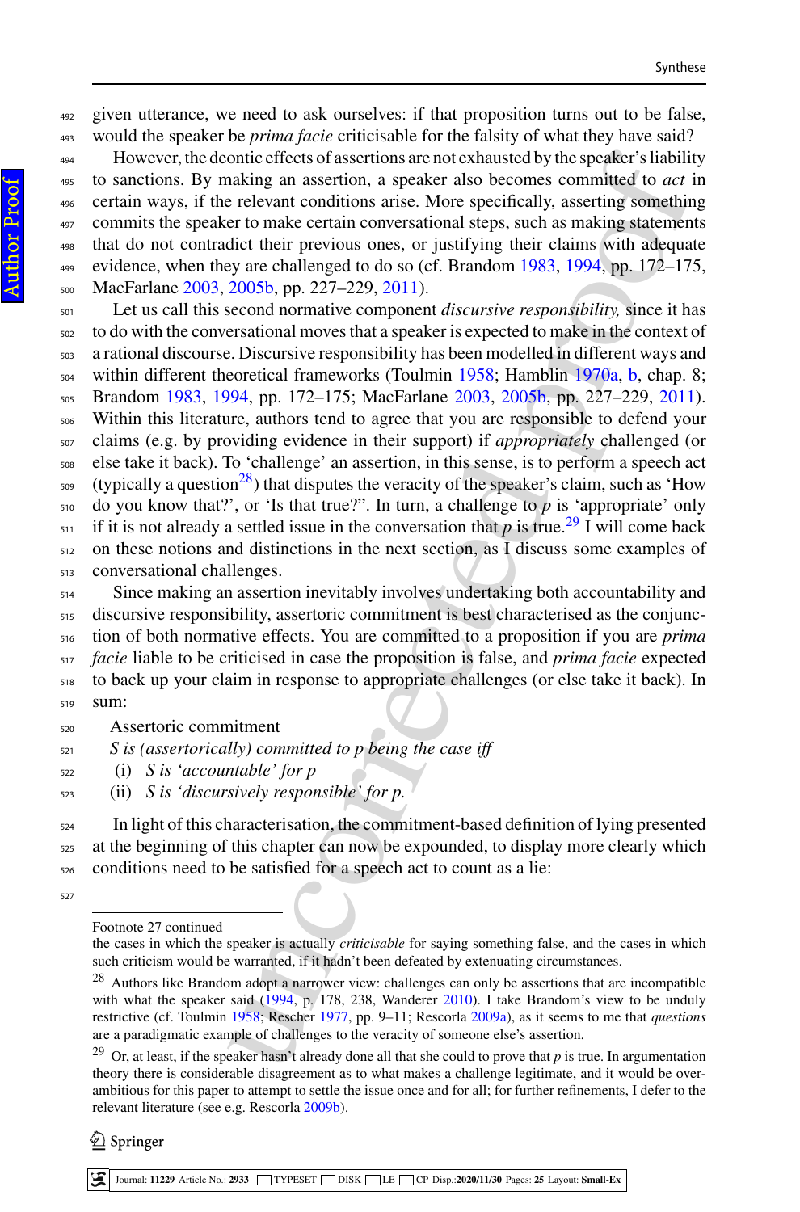given utterance, we need to ask ourselves: if that proposition turns out to be false, would the speaker be *prima facie* criticisable for the falsity of what they have said?

However, the deontic effects of assertions are not exhausted by the speaker's liability to sanctions. By making an assertion, a speaker also becomes committed to *act* in certain ways, if the relevant conditions arise. More specifically, asserting something commits the speaker to make certain conversational steps, such as making statements that do not contradict their previous ones, or justifying their claims with adequate evidence, when they are challenged to do so (cf. Brandom 1983, 1994, pp. 172–175, MacFarlane 2003, 2005b, pp. 227–229, 2011).

Let us call this second normative component *discursive responsibility,* since it has to do with the conversational moves that a speaker is expected to make in the context of a rational discourse. Discursive responsibility has been modelled in different ways and within different theoretical frameworks (Toulmin 1958; Hamblin 1970a, b, chap. 8; Brandom 1983, 1994, pp. 172–175; MacFarlane 2003, 2005b, pp. 227–229, 2011). Within this literature, authors tend to agree that you are responsible to defend your claims (e.g. by providing evidence in their support) if *appropriately* challenged (or else take it back). To 'challenge' an assertion, in this sense, is to perform a speech act (typically a question[28]) that disputes the veracity of the speaker's claim, such as 'How do you know that?', or 'Is that true?". In turn, a challenge to *p* is 'appropriate' only if it is not already a settled issue in the conversation that *p* is true.[29] I will come back on these notions and distinctions in the next section, as I discuss some examples of conversational challenges.

Since making an assertion inevitably involves undertaking both accountability and discursive responsibility, assertoric commitment is best characterised as the conjunction of both normative effects. You are committed to a proposition if you are *prima facie* liable to be criticised in case the proposition is false, and *prima facie* expected to back up your claim in response to appropriate challenges (or else take it back). In sum:

Assertoric commitment
*S is (assertorically) committed to p being the case iff*
(i) *S is 'accountable' for p*
(ii) *S is 'discursively responsible' for p.*

In light of this characterisation, the commitment-based definition of lying presented at the beginning of this chapter can now be expounded, to display more clearly which conditions need to be satisfied for a speech act to count as a lie:

---

Footnote 27 continued
the cases in which the speaker is actually *criticisable* for saying something false, and the cases in which such criticism would be warranted, if it hadn't been defeated by extenuating circumstances.

[28] Authors like Brandom adopt a narrower view: challenges can only be assertions that are incompatible with what the speaker said (1994, p. 178, 238, Wanderer 2010). I take Brandom's view to be unduly restrictive (cf. Toulmin 1958; Rescher 1977, pp. 9–11; Rescorla 2009a), as it seems to me that *questions* are a paradigmatic example of challenges to the veracity of someone else's assertion.

[29] Or, at least, if the speaker hasn't already done all that she could to prove that *p* is true. In argumentation theory there is considerable disagreement as to what makes a challenge legitimate, and it would be over-ambitious for this paper to attempt to settle the issue once and for all; for further refinements, I defer to the relevant literature (see e.g. Rescorla 2009b).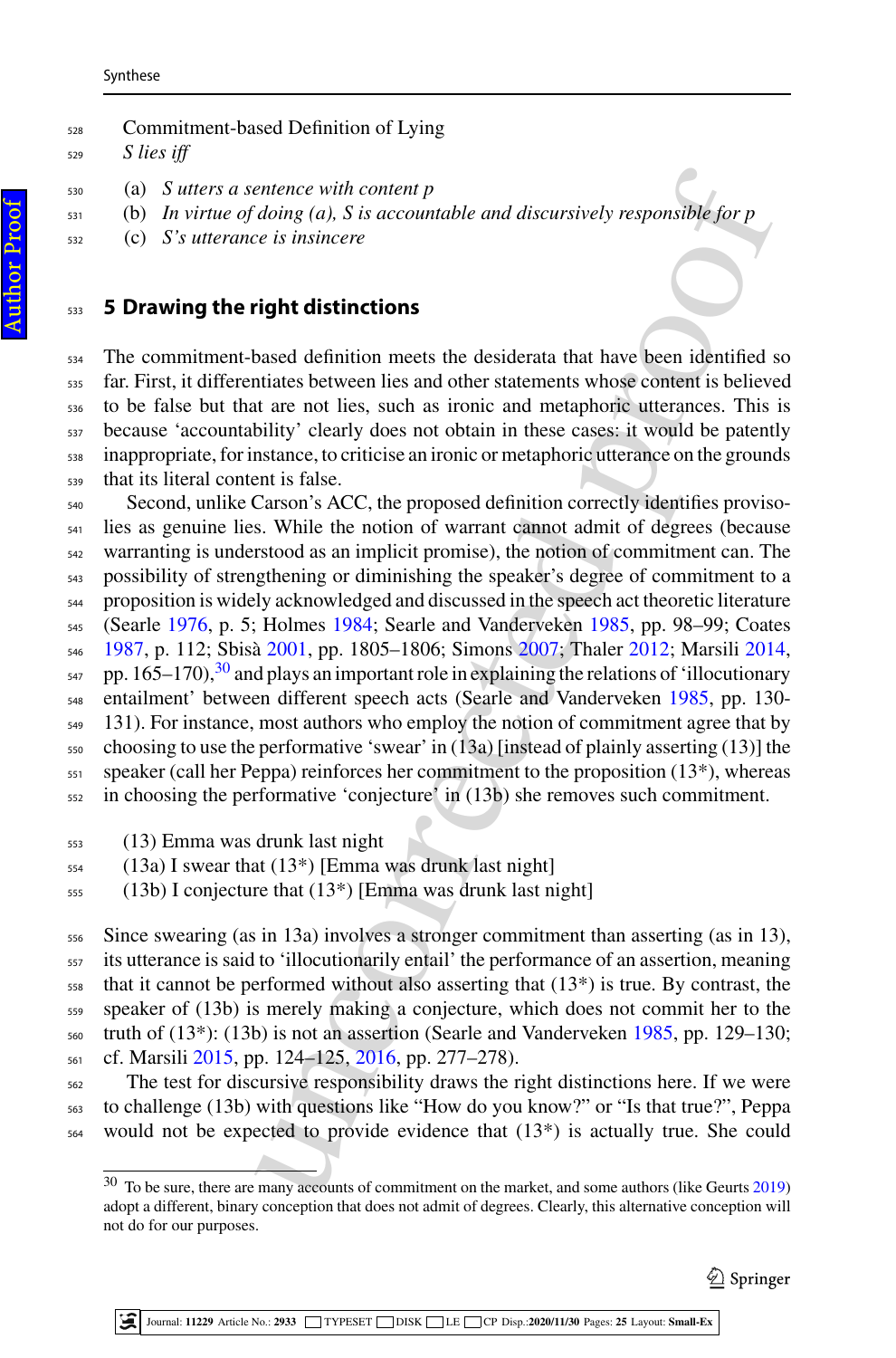Commitment-based Definition of Lying

*S lies iff*

(a) *S utters a sentence with content p*
(b) *In virtue of doing (a), S is accountable and discursively responsible for p*
(c) *S's utterance is insincere*

## 5 Drawing the right distinctions

The commitment-based definition meets the desiderata that have been identified so far. First, it differentiates between lies and other statements whose content is believed to be false but that are not lies, such as ironic and metaphoric utterances. This is because 'accountability' clearly does not obtain in these cases: it would be patently inappropriate, for instance, to criticise an ironic or metaphoric utterance on the grounds that its literal content is false.

Second, unlike Carson's ACC, the proposed definition correctly identifies proviso-lies as genuine lies. While the notion of warrant cannot admit of degrees (because warranting is understood as an implicit promise), the notion of commitment can. The possibility of strengthening or diminishing the speaker's degree of commitment to a proposition is widely acknowledged and discussed in the speech act theoretic literature (Searle 1976, p. 5; Holmes 1984; Searle and Vanderveken 1985, pp. 98–99; Coates 1987, p. 112; Sbisà 2001, pp. 1805–1806; Simons 2007; Thaler 2012; Marsili 2014, pp. 165–170),[30] and plays an important role in explaining the relations of 'illocutionary entailment' between different speech acts (Searle and Vanderveken 1985, pp. 130-131). For instance, most authors who employ the notion of commitment agree that by choosing to use the performative 'swear' in (13a) [instead of plainly asserting (13)] the speaker (call her Peppa) reinforces her commitment to the proposition (13*), whereas in choosing the performative 'conjecture' in (13b) she removes such commitment.

(13) Emma was drunk last night
(13a) I swear that (13*) [Emma was drunk last night]
(13b) I conjecture that (13*) [Emma was drunk last night]

Since swearing (as in 13a) involves a stronger commitment than asserting (as in 13), its utterance is said to 'illocutionarily entail' the performance of an assertion, meaning that it cannot be performed without also asserting that (13*) is true. By contrast, the speaker of (13b) is merely making a conjecture, which does not commit her to the truth of (13*): (13b) is not an assertion (Searle and Vanderveken 1985, pp. 129–130; cf. Marsili 2015, pp. 124–125, 2016, pp. 277–278).

The test for discursive responsibility draws the right distinctions here. If we were to challenge (13b) with questions like "How do you know?" or "Is that true?", Peppa would not be expected to provide evidence that (13*) is actually true. She could

[30] To be sure, there are many accounts of commitment on the market, and some authors (like Geurts 2019) adopt a different, binary conception that does not admit of degrees. Clearly, this alternative conception will not do for our purposes.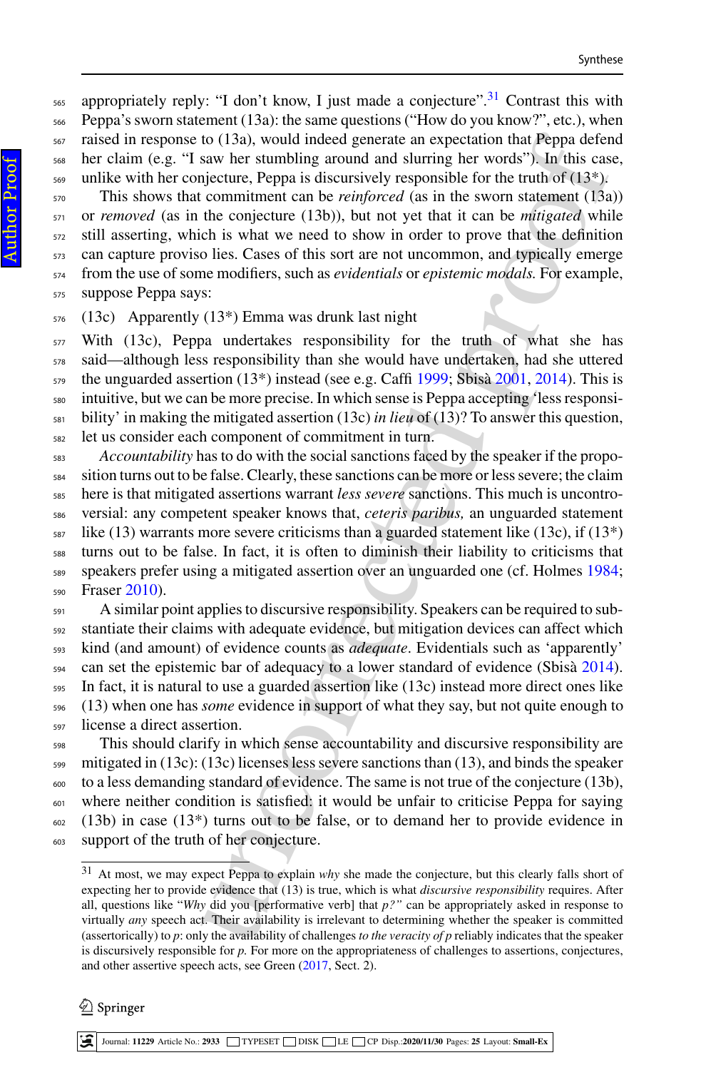appropriately reply: "I don't know, I just made a conjecture".[31] Contrast this with Peppa's sworn statement (13a): the same questions ("How do you know?", etc.), when raised in response to (13a), would indeed generate an expectation that Peppa defend her claim (e.g. "I saw her stumbling around and slurring her words"). In this case, unlike with her conjecture, Peppa is discursively responsible for the truth of (13*).

This shows that commitment can be *reinforced* (as in the sworn statement (13a)) or *removed* (as in the conjecture (13b)), but not yet that it can be *mitigated* while still asserting, which is what we need to show in order to prove that the definition can capture proviso lies. Cases of this sort are not uncommon, and typically emerge from the use of some modifiers, such as *evidentials* or *epistemic modals.* For example, suppose Peppa says:

(13c) Apparently (13*) Emma was drunk last night

With (13c), Peppa undertakes responsibility for the truth of what she has said—although less responsibility than she would have undertaken, had she uttered the unguarded assertion (13*) instead (see e.g. Caffi 1999; Sbisà 2001, 2014). This is intuitive, but we can be more precise. In which sense is Peppa accepting 'less responsibility' in making the mitigated assertion (13c) *in lieu* of (13)? To answer this question, let us consider each component of commitment in turn.

*Accountability* has to do with the social sanctions faced by the speaker if the proposition turns out to be false. Clearly, these sanctions can be more or less severe; the claim here is that mitigated assertions warrant *less severe* sanctions. This much is uncontroversial: any competent speaker knows that, *ceteris paribus,* an unguarded statement like (13) warrants more severe criticisms than a guarded statement like (13c), if (13*) turns out to be false. In fact, it is often to diminish their liability to criticisms that speakers prefer using a mitigated assertion over an unguarded one (cf. Holmes 1984; Fraser 2010).

A similar point applies to discursive responsibility. Speakers can be required to substantiate their claims with adequate evidence, but mitigation devices can affect which kind (and amount) of evidence counts as *adequate*. Evidentials such as 'apparently' can set the epistemic bar of adequacy to a lower standard of evidence (Sbisà 2014). In fact, it is natural to use a guarded assertion like (13c) instead more direct ones like (13) when one has *some* evidence in support of what they say, but not quite enough to license a direct assertion.

This should clarify in which sense accountability and discursive responsibility are mitigated in (13c): (13c) licenses less severe sanctions than (13), and binds the speaker to a less demanding standard of evidence. The same is not true of the conjecture (13b), where neither condition is satisfied: it would be unfair to criticise Peppa for saying (13b) in case (13*) turns out to be false, or to demand her to provide evidence in support of the truth of her conjecture.

[31] At most, we may expect Peppa to explain *why* she made the conjecture, but this clearly falls short of expecting her to provide evidence that (13) is true, which is what *discursive responsibility* requires. After all, questions like "*Why* did you [performative verb] that *p?"* can be appropriately asked in response to virtually *any* speech act. Their availability is irrelevant to determining whether the speaker is committed (assertorically) to *p*: only the availability of challenges *to the veracity of p* reliably indicates that the speaker is discursively responsible for *p*. For more on the appropriateness of challenges to assertions, conjectures, and other assertive speech acts, see Green (2017, Sect. 2).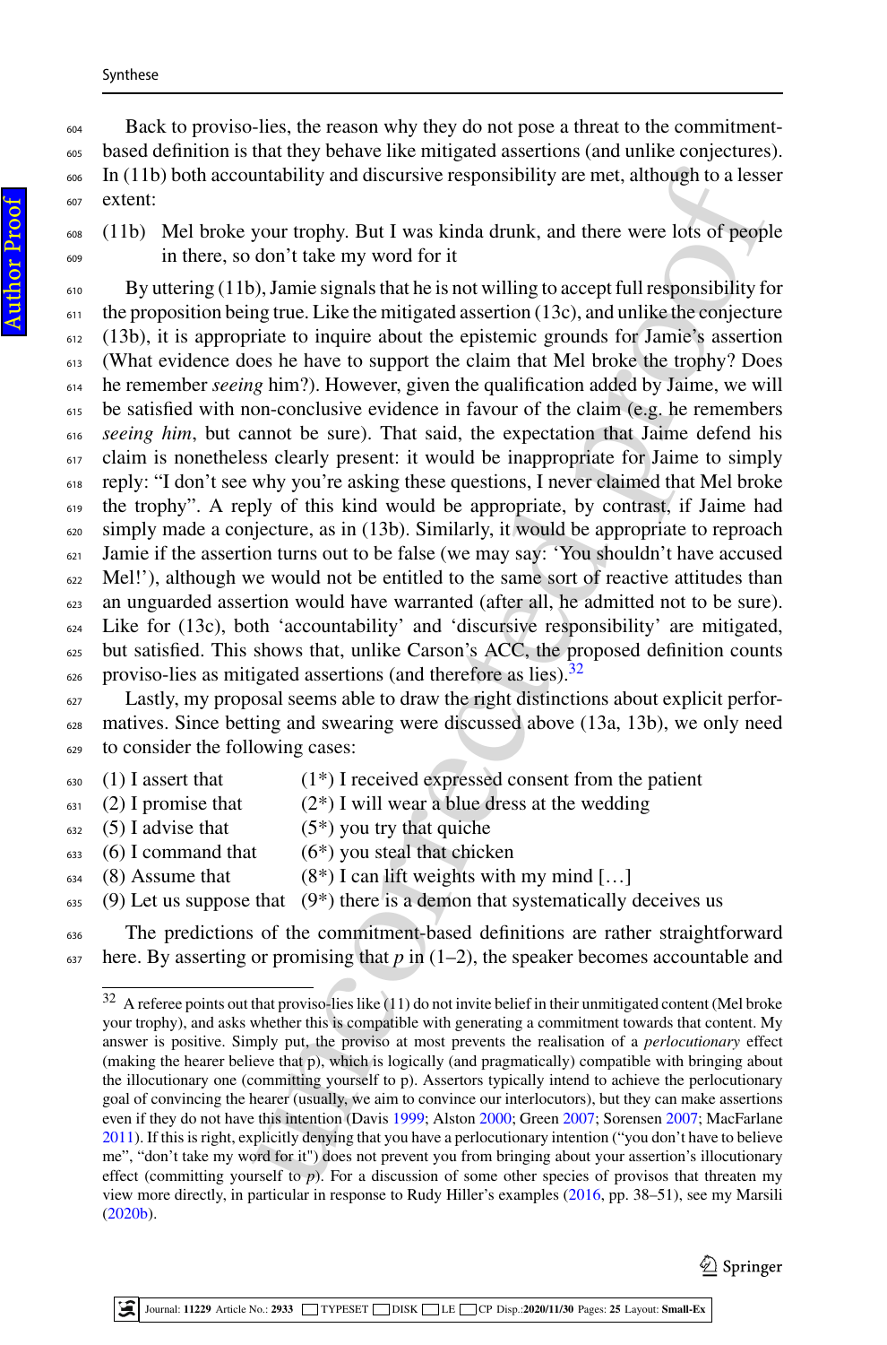Back to proviso-lies, the reason why they do not pose a threat to the commitment-based definition is that they behave like mitigated assertions (and unlike conjectures). In (11b) both accountability and discursive responsibility are met, although to a lesser extent:

(11b) Mel broke your trophy. But I was kinda drunk, and there were lots of people in there, so don't take my word for it

By uttering (11b), Jamie signals that he is not willing to accept full responsibility for the proposition being true. Like the mitigated assertion (13c), and unlike the conjecture (13b), it is appropriate to inquire about the epistemic grounds for Jamie's assertion (What evidence does he have to support the claim that Mel broke the trophy? Does he remember *seeing* him?). However, given the qualification added by Jaime, we will be satisfied with non-conclusive evidence in favour of the claim (e.g. he remembers *seeing him*, but cannot be sure). That said, the expectation that Jaime defend his claim is nonetheless clearly present: it would be inappropriate for Jaime to simply reply: "I don't see why you're asking these questions, I never claimed that Mel broke the trophy". A reply of this kind would be appropriate, by contrast, if Jaime had simply made a conjecture, as in (13b). Similarly, it would be appropriate to reproach Jamie if the assertion turns out to be false (we may say: 'You shouldn't have accused Mel!'), although we would not be entitled to the same sort of reactive attitudes than an unguarded assertion would have warranted (after all, he admitted not to be sure). Like for (13c), both 'accountability' and 'discursive responsibility' are mitigated, but satisfied. This shows that, unlike Carson's ACC, the proposed definition counts proviso-lies as mitigated assertions (and therefore as lies).[32]

Lastly, my proposal seems able to draw the right distinctions about explicit performatives. Since betting and swearing were discussed above (13a, 13b), we only need to consider the following cases:

(1) I assert that (1*) I received expressed consent from the patient
(2) I promise that (2*) I will wear a blue dress at the wedding
(5) I advise that (5*) you try that quiche
(6) I command that (6*) you steal that chicken
(8) Assume that (8*) I can lift weights with my mind […]
(9) Let us suppose that (9*) there is a demon that systematically deceives us

The predictions of the commitment-based definitions are rather straightforward here. By asserting or promising that *p* in (1–2), the speaker becomes accountable and

---

[32] A referee points out that proviso-lies like (11) do not invite belief in their unmitigated content (Mel broke your trophy), and asks whether this is compatible with generating a commitment towards that content. My answer is positive. Simply put, the proviso at most prevents the realisation of a *perlocutionary* effect (making the hearer believe that p), which is logically (and pragmatically) compatible with bringing about the illocutionary one (committing yourself to p). Assertors typically intend to achieve the perlocutionary goal of convincing the hearer (usually, we aim to convince our interlocutors), but they can make assertions even if they do not have this intention (Davis 1999; Alston 2000; Green 2007; Sorensen 2007; MacFarlane 2011). If this is right, explicitly denying that you have a perlocutionary intention ("you don't have to believe me", "don't take my word for it") does not prevent you from bringing about your assertion's illocutionary effect (committing yourself to *p*). For a discussion of some other species of provisos that threaten my view more directly, in particular in response to Rudy Hiller's examples (2016, pp. 38–51), see my Marsili (2020b).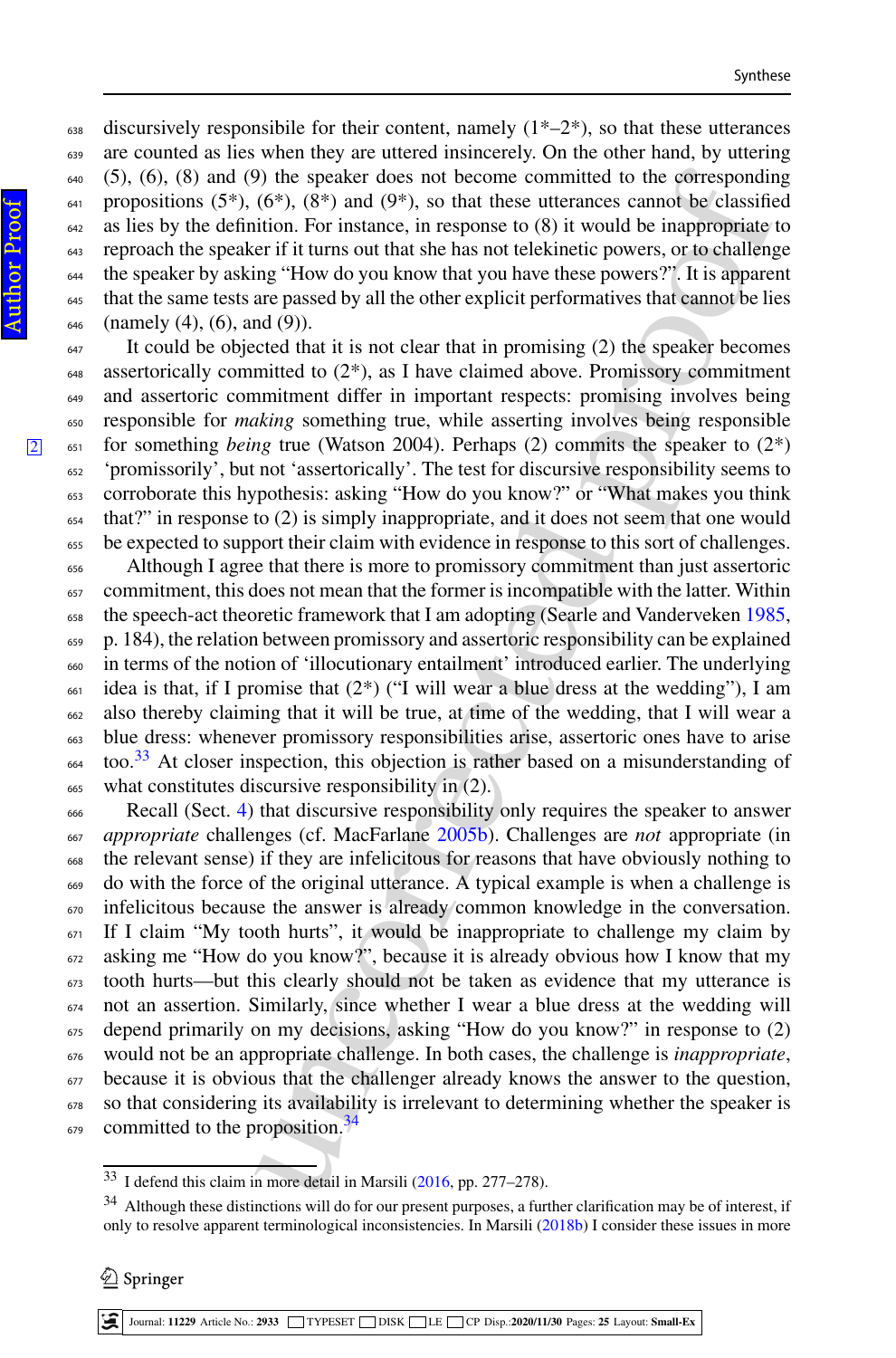discursively responsibile for their content, namely (1*–2*), so that these utterances are counted as lies when they are uttered insincerely. On the other hand, by uttering (5), (6), (8) and (9) the speaker does not become committed to the corresponding propositions (5*), (6*), (8*) and (9*), so that these utterances cannot be classified as lies by the definition. For instance, in response to (8) it would be inappropriate to reproach the speaker if it turns out that she has not telekinetic powers, or to challenge the speaker by asking "How do you know that you have these powers?". It is apparent that the same tests are passed by all the other explicit performatives that cannot be lies (namely (4), (6), and (9)).

It could be objected that it is not clear that in promising (2) the speaker becomes assertorically committed to (2*), as I have claimed above. Promissory commitment and assertoric commitment differ in important respects: promising involves being responsible for *making* something true, while asserting involves being responsible for something *being* true (Watson 2004). Perhaps (2) commits the speaker to (2*) 'promissorily', but not 'assertorically'. The test for discursive responsibility seems to corroborate this hypothesis: asking "How do you know?" or "What makes you think that?" in response to (2) is simply inappropriate, and it does not seem that one would be expected to support their claim with evidence in response to this sort of challenges.

Although I agree that there is more to promissory commitment than just assertoric commitment, this does not mean that the former is incompatible with the latter. Within the speech-act theoretic framework that I am adopting (Searle and Vanderveken 1985, p. 184), the relation between promissory and assertoric responsibility can be explained in terms of the notion of 'illocutionary entailment' introduced earlier. The underlying idea is that, if I promise that (2*) ("I will wear a blue dress at the wedding"), I am also thereby claiming that it will be true, at time of the wedding, that I will wear a blue dress: whenever promissory responsibilities arise, assertoric ones have to arise too.[33] At closer inspection, this objection is rather based on a misunderstanding of what constitutes discursive responsibility in (2).

Recall (Sect. 4) that discursive responsibility only requires the speaker to answer *appropriate* challenges (cf. MacFarlane 2005b). Challenges are *not* appropriate (in the relevant sense) if they are infelicitous for reasons that have obviously nothing to do with the force of the original utterance. A typical example is when a challenge is infelicitous because the answer is already common knowledge in the conversation. If I claim "My tooth hurts", it would be inappropriate to challenge my claim by asking me "How do you know?", because it is already obvious how I know that my tooth hurts—but this clearly should not be taken as evidence that my utterance is not an assertion. Similarly, since whether I wear a blue dress at the wedding will depend primarily on my decisions, asking "How do you know?" in response to (2) would not be an appropriate challenge. In both cases, the challenge is *inappropriate*, because it is obvious that the challenger already knows the answer to the question, so that considering its availability is irrelevant to determining whether the speaker is committed to the proposition.[34]

---

[33] I defend this claim in more detail in Marsili (2016, pp. 277–278).

[34] Although these distinctions will do for our present purposes, a further clarification may be of interest, if only to resolve apparent terminological inconsistencies. In Marsili (2018b) I consider these issues in more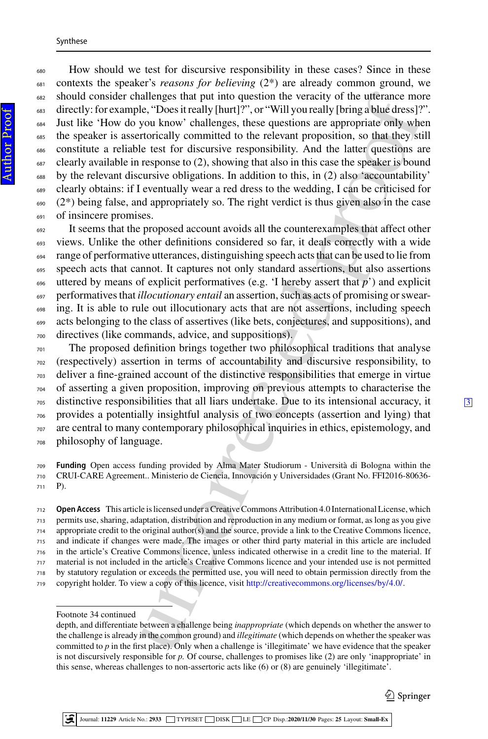How should we test for discursive responsibility in these cases? Since in these contexts the speaker's *reasons for believing* (2*) are already common ground, we should consider challenges that put into question the veracity of the utterance more directly: for example, "Does it really [hurt]?", or "Will you really [bring a blue dress]?". Just like 'How do you know' challenges, these questions are appropriate only when the speaker is assertorically committed to the relevant proposition, so that they still constitute a reliable test for discursive responsibility. And the latter questions are clearly available in response to (2), showing that also in this case the speaker is bound by the relevant discursive obligations. In addition to this, in (2) also 'accountability' clearly obtains: if I eventually wear a red dress to the wedding, I can be criticised for (2*) being false, and appropriately so. The right verdict is thus given also in the case of insincere promises.

It seems that the proposed account avoids all the counterexamples that affect other views. Unlike the other definitions considered so far, it deals correctly with a wide range of performative utterances, distinguishing speech acts that can be used to lie from speech acts that cannot. It captures not only standard assertions, but also assertions uttered by means of explicit performatives (e.g. 'I hereby assert that *p*') and explicit performatives that *illocutionary entail* an assertion, such as acts of promising or swearing. It is able to rule out illocutionary acts that are not assertions, including speech acts belonging to the class of assertives (like bets, conjectures, and suppositions), and directives (like commands, advice, and suppositions).

The proposed definition brings together two philosophical traditions that analyse (respectively) assertion in terms of accountability and discursive responsibility, to deliver a fine-grained account of the distinctive responsibilities that emerge in virtue of asserting a given proposition, improving on previous attempts to characterise the distinctive responsibilities that all liars undertake. Due to its intensional accuracy, it provides a potentially insightful analysis of two concepts (assertion and lying) that are central to many contemporary philosophical inquiries in ethics, epistemology, and philosophy of language.

**Funding** Open access funding provided by Alma Mater Studiorum - Università di Bologna within the CRUI-CARE Agreement.. Ministerio de Ciencia, Innovación y Universidades (Grant No. FFI2016-80636-P).

**Open Access** This article is licensed under a Creative Commons Attribution 4.0 International License, which permits use, sharing, adaptation, distribution and reproduction in any medium or format, as long as you give appropriate credit to the original author(s) and the source, provide a link to the Creative Commons licence, and indicate if changes were made. The images or other third party material in this article are included in the article's Creative Commons licence, unless indicated otherwise in a credit line to the material. If material is not included in the article's Creative Commons licence and your intended use is not permitted by statutory regulation or exceeds the permitted use, you will need to obtain permission directly from the copyright holder. To view a copy of this licence, visit http://creativecommons.org/licenses/by/4.0/.

---

Footnote 34 continued

depth, and differentiate between a challenge being *inappropriate* (which depends on whether the answer to the challenge is already in the common ground) and *illegitimate* (which depends on whether the speaker was committed to *p* in the first place). Only when a challenge is 'illegitimate' we have evidence that the speaker is not discursively responsible for *p*. Of course, challenges to promises like (2) are only 'inappropriate' in this sense, whereas challenges to non-assertoric acts like (6) or (8) are genuinely 'illegitimate'.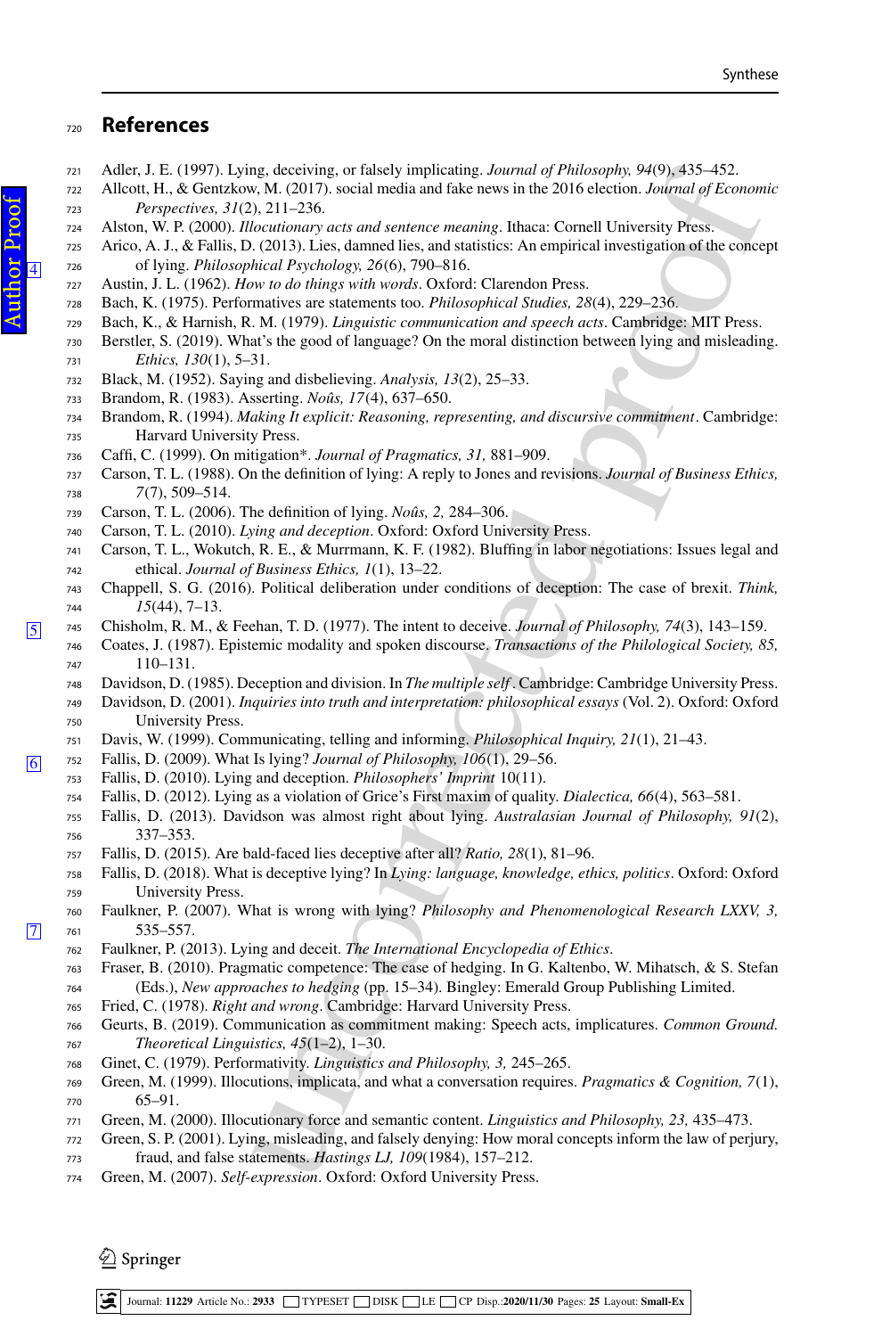## References

Adler, J. E. (1997). Lying, deceiving, or falsely implicating. *Journal of Philosophy, 94*(9), 435–452.

Allcott, H., & Gentzkow, M. (2017). social media and fake news in the 2016 election. *Journal of Economic Perspectives, 31*(2), 211–236.

Alston, W. P. (2000). *Illocutionary acts and sentence meaning*. Ithaca: Cornell University Press.

Arico, A. J., & Fallis, D. (2013). Lies, damned lies, and statistics: An empirical investigation of the concept of lying. *Philosophical Psychology, 26*(6), 790–816.

Austin, J. L. (1962). *How to do things with words*. Oxford: Clarendon Press.

Bach, K. (1975). Performatives are statements too. *Philosophical Studies, 28*(4), 229–236.

Bach, K., & Harnish, R. M. (1979). *Linguistic communication and speech acts*. Cambridge: MIT Press.

Berstler, S. (2019). What's the good of language? On the moral distinction between lying and misleading. *Ethics, 130*(1), 5–31.

Black, M. (1952). Saying and disbelieving. *Analysis, 13*(2), 25–33.

Brandom, R. (1983). Asserting. *Noûs, 17*(4), 637–650.

Brandom, R. (1994). *Making It explicit: Reasoning, representing, and discursive commitment*. Cambridge: Harvard University Press.

Caffi, C. (1999). On mitigation*. *Journal of Pragmatics, 31,* 881–909.

Carson, T. L. (1988). On the definition of lying: A reply to Jones and revisions. *Journal of Business Ethics, 7*(7), 509–514.

Carson, T. L. (2006). The definition of lying. *Noûs, 2,* 284–306.

Carson, T. L. (2010). *Lying and deception*. Oxford: Oxford University Press.

Carson, T. L., Wokutch, R. E., & Murrmann, K. F. (1982). Bluffing in labor negotiations: Issues legal and ethical. *Journal of Business Ethics, 1*(1), 13–22.

Chappell, S. G. (2016). Political deliberation under conditions of deception: The case of brexit. *Think, 15*(44), 7–13.

Chisholm, R. M., & Feehan, T. D. (1977). The intent to deceive. *Journal of Philosophy, 74*(3), 143–159.

Coates, J. (1987). Epistemic modality and spoken discourse. *Transactions of the Philological Society, 85,* 110–131.

Davidson, D. (1985). Deception and division. In *The multiple self*. Cambridge: Cambridge University Press.

Davidson, D. (2001). *Inquiries into truth and interpretation: philosophical essays* (Vol. 2). Oxford: Oxford University Press.

Davis, W. (1999). Communicating, telling and informing. *Philosophical Inquiry, 21*(1), 21–43.

Fallis, D. (2009). What Is lying? *Journal of Philosophy, 106*(1), 29–56.

Fallis, D. (2010). Lying and deception. *Philosophers' Imprint* 10(11).

Fallis, D. (2012). Lying as a violation of Grice's First maxim of quality. *Dialectica, 66*(4), 563–581.

Fallis, D. (2013). Davidson was almost right about lying. *Australasian Journal of Philosophy, 91*(2), 337–353.

Fallis, D. (2015). Are bald-faced lies deceptive after all? *Ratio, 28*(1), 81–96.

Fallis, D. (2018). What is deceptive lying? In *Lying: language, knowledge, ethics, politics*. Oxford: Oxford University Press.

Faulkner, P. (2007). What is wrong with lying? *Philosophy and Phenomenological Research LXXV, 3,* 535–557.

Faulkner, P. (2013). Lying and deceit. *The International Encyclopedia of Ethics*.

Fraser, B. (2010). Pragmatic competence: The case of hedging. In G. Kaltenbo, W. Mihatsch, & S. Stefan (Eds.), *New approaches to hedging* (pp. 15–34). Bingley: Emerald Group Publishing Limited.

Fried, C. (1978). *Right and wrong*. Cambridge: Harvard University Press.

Geurts, B. (2019). Communication as commitment making: Speech acts, implicatures. *Common Ground. Theoretical Linguistics, 45*(1–2), 1–30.

Ginet, C. (1979). Performativity. *Linguistics and Philosophy, 3,* 245–265.

Green, M. (1999). Illocutions, implicata, and what a conversation requires. *Pragmatics & Cognition, 7*(1), 65–91.

Green, M. (2000). Illocutionary force and semantic content. *Linguistics and Philosophy, 23,* 435–473.

Green, S. P. (2001). Lying, misleading, and falsely denying: How moral concepts inform the law of perjury, fraud, and false statements. *Hastings LJ, 109*(1984), 157–212.

Green, M. (2007). *Self-expression*. Oxford: Oxford University Press.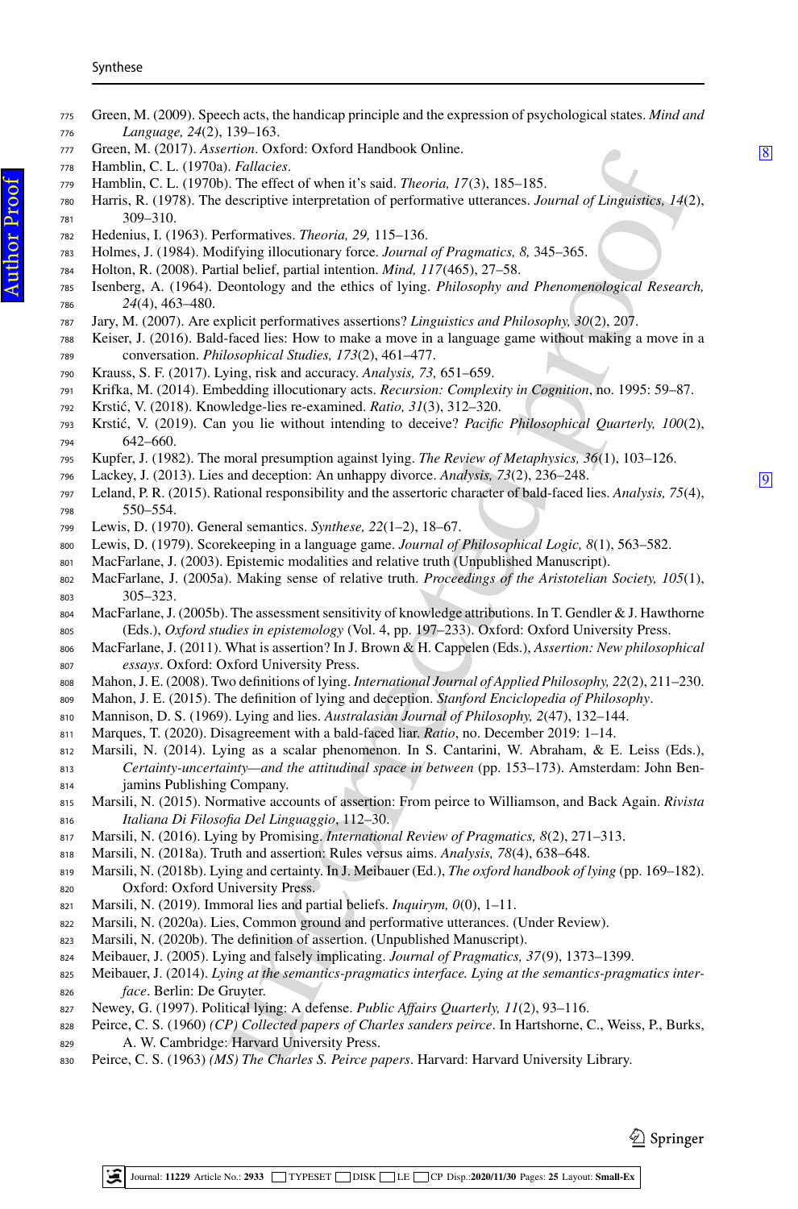Green, M. (2009). Speech acts, the handicap principle and the expression of psychological states. *Mind and Language, 24*(2), 139–163.

Green, M. (2017). *Assertion*. Oxford: Oxford Handbook Online.

Hamblin, C. L. (1970a). *Fallacies*.

Hamblin, C. L. (1970b). The effect of when it's said. *Theoria, 17*(3), 185–185.

Harris, R. (1978). The descriptive interpretation of performative utterances. *Journal of Linguistics, 14*(2), 309–310.

Hedenius, I. (1963). Performatives. *Theoria, 29,* 115–136.

Holmes, J. (1984). Modifying illocutionary force. *Journal of Pragmatics, 8,* 345–365.

Holton, R. (2008). Partial belief, partial intention. *Mind, 117*(465), 27–58.

Isenberg, A. (1964). Deontology and the ethics of lying. *Philosophy and Phenomenological Research, 24*(4), 463–480.

Jary, M. (2007). Are explicit performatives assertions? *Linguistics and Philosophy, 30*(2), 207.

Keiser, J. (2016). Bald-faced lies: How to make a move in a language game without making a move in a conversation. *Philosophical Studies, 173*(2), 461–477.

Krauss, S. F. (2017). Lying, risk and accuracy. *Analysis, 73,* 651–659.

Krifka, M. (2014). Embedding illocutionary acts. *Recursion: Complexity in Cognition*, no. 1995: 59–87.

Krstić, V. (2018). Knowledge-lies re-examined. *Ratio, 31*(3), 312–320.

Krstić, V. (2019). Can you lie without intending to deceive? *Pacific Philosophical Quarterly, 100*(2), 642–660.

Kupfer, J. (1982). The moral presumption against lying. *The Review of Metaphysics, 36*(1), 103–126.

Lackey, J. (2013). Lies and deception: An unhappy divorce. *Analysis, 73*(2), 236–248.

Leland, P. R. (2015). Rational responsibility and the assertoric character of bald-faced lies. *Analysis, 75*(4), 550–554.

Lewis, D. (1970). General semantics. *Synthese, 22*(1–2), 18–67.

Lewis, D. (1979). Scorekeeping in a language game. *Journal of Philosophical Logic, 8*(1), 563–582.

MacFarlane, J. (2003). Epistemic modalities and relative truth (Unpublished Manuscript).

MacFarlane, J. (2005a). Making sense of relative truth. *Proceedings of the Aristotelian Society, 105*(1), 305–323.

MacFarlane, J. (2005b). The assessment sensitivity of knowledge attributions. In T. Gendler & J. Hawthorne (Eds.), *Oxford studies in epistemology* (Vol. 4, pp. 197–233). Oxford: Oxford University Press.

MacFarlane, J. (2011). What is assertion? In J. Brown & H. Cappelen (Eds.), *Assertion: New philosophical essays*. Oxford: Oxford University Press.

Mahon, J. E. (2008). Two definitions of lying. *International Journal of Applied Philosophy, 22*(2), 211–230.

Mahon, J. E. (2015). The definition of lying and deception. *Stanford Enciclopedia of Philosophy*.

Mannison, D. S. (1969). Lying and lies. *Australasian Journal of Philosophy, 2*(47), 132–144.

Marques, T. (2020). Disagreement with a bald-faced liar. *Ratio*, no. December 2019: 1–14.

Marsili, N. (2014). Lying as a scalar phenomenon. In S. Cantarini, W. Abraham, & E. Leiss (Eds.), *Certainty-uncertainty—and the attitudinal space in between* (pp. 153–173). Amsterdam: John Benjamins Publishing Company.

Marsili, N. (2015). Normative accounts of assertion: From peirce to Williamson, and Back Again. *Rivista Italiana Di Filosofia Del Linguaggio*, 112–30.

Marsili, N. (2016). Lying by Promising. *International Review of Pragmatics, 8*(2), 271–313.

Marsili, N. (2018a). Truth and assertion: Rules versus aims. *Analysis, 78*(4), 638–648.

Marsili, N. (2018b). Lying and certainty. In J. Meibauer (Ed.), *The oxford handbook of lying* (pp. 169–182). Oxford: Oxford University Press.

Marsili, N. (2019). Immoral lies and partial beliefs. *Inquirym, 0*(0), 1–11.

Marsili, N. (2020a). Lies, Common ground and performative utterances. (Under Review).

Marsili, N. (2020b). The definition of assertion. (Unpublished Manuscript).

Meibauer, J. (2005). Lying and falsely implicating. *Journal of Pragmatics, 37*(9), 1373–1399.

Meibauer, J. (2014). *Lying at the semantics-pragmatics interface. Lying at the semantics-pragmatics interface*. Berlin: De Gruyter.

Newey, G. (1997). Political lying: A defense. *Public Affairs Quarterly, 11*(2), 93–116.

Peirce, C. S. (1960) *(CP) Collected papers of Charles sanders peirce*. In Hartshorne, C., Weiss, P., Burks, A. W. Cambridge: Harvard University Press.

Peirce, C. S. (1963) *(MS) The Charles S. Peirce papers*. Harvard: Harvard University Library.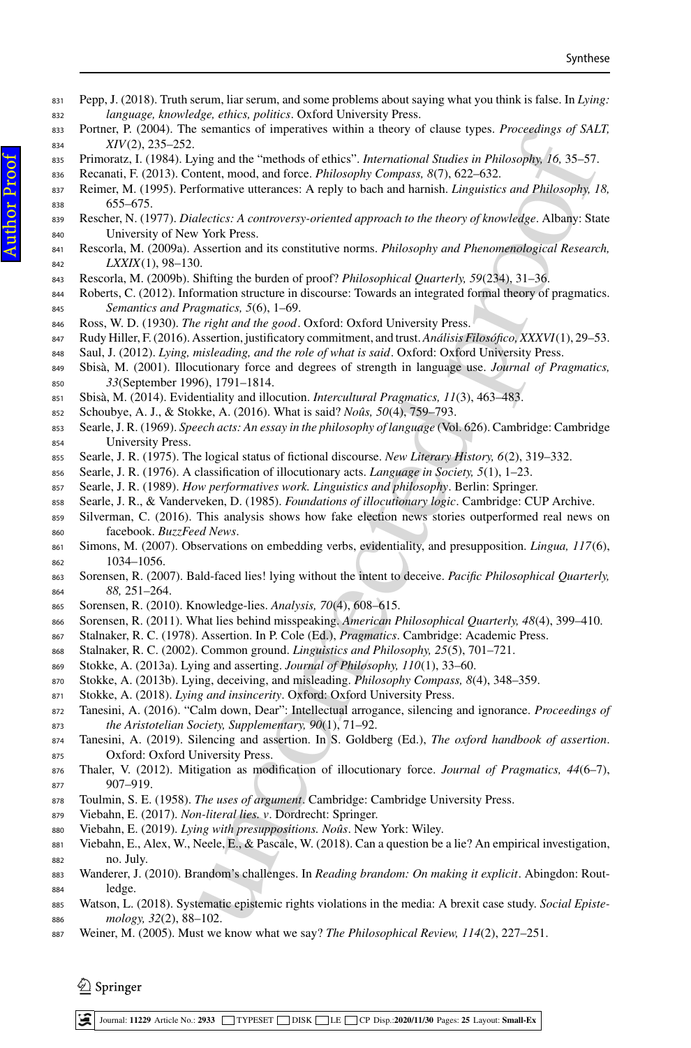Pepp, J. (2018). Truth serum, liar serum, and some problems about saying what you think is false. In *Lying: language, knowledge, ethics, politics*. Oxford University Press.

Portner, P. (2004). The semantics of imperatives within a theory of clause types. *Proceedings of SALT, XIV*(2), 235–252.

Primoratz, I. (1984). Lying and the "methods of ethics". *International Studies in Philosophy, 16,* 35–57.

Recanati, F. (2013). Content, mood, and force. *Philosophy Compass, 8*(7), 622–632.

Reimer, M. (1995). Performative utterances: A reply to bach and harnish. *Linguistics and Philosophy, 18,* 655–675.

Rescher, N. (1977). *Dialectics: A controversy-oriented approach to the theory of knowledge*. Albany: State University of New York Press.

Rescorla, M. (2009a). Assertion and its constitutive norms. *Philosophy and Phenomenological Research, LXXIX*(1), 98–130.

Rescorla, M. (2009b). Shifting the burden of proof? *Philosophical Quarterly, 59*(234), 31–36.

Roberts, C. (2012). Information structure in discourse: Towards an integrated formal theory of pragmatics. *Semantics and Pragmatics, 5*(6), 1–69.

Ross, W. D. (1930). *The right and the good*. Oxford: Oxford University Press.

Rudy Hiller, F. (2016). Assertion, justificatory commitment, and trust. *Análisis Filosófico, XXXVI*(1), 29–53.

Saul, J. (2012). *Lying, misleading, and the role of what is said*. Oxford: Oxford University Press.

Sbisà, M. (2001). Illocutionary force and degrees of strength in language use. *Journal of Pragmatics, 33*(September 1996), 1791–1814.

Sbisà, M. (2014). Evidentiality and illocution. *Intercultural Pragmatics, 11*(3), 463–483.

Schoubye, A. J., & Stokke, A. (2016). What is said? *Noûs, 50*(4), 759–793.

Searle, J. R. (1969). *Speech acts: An essay in the philosophy of language* (Vol. 626). Cambridge: Cambridge University Press.

Searle, J. R. (1975). The logical status of fictional discourse. *New Literary History, 6*(2), 319–332.

Searle, J. R. (1976). A classification of illocutionary acts. *Language in Society, 5*(1), 1–23.

Searle, J. R. (1989). *How performatives work. Linguistics and philosophy*. Berlin: Springer.

Searle, J. R., & Vanderveken, D. (1985). *Foundations of illocutionary logic*. Cambridge: CUP Archive.

Silverman, C. (2016). This analysis shows how fake election news stories outperformed real news on facebook. *BuzzFeed News*.

Simons, M. (2007). Observations on embedding verbs, evidentiality, and presupposition. *Lingua, 117*(6), 1034–1056.

Sorensen, R. (2007). Bald-faced lies! lying without the intent to deceive. *Pacific Philosophical Quarterly, 88,* 251–264.

Sorensen, R. (2010). Knowledge-lies. *Analysis, 70*(4), 608–615.

Sorensen, R. (2011). What lies behind misspeaking. *American Philosophical Quarterly, 48*(4), 399–410.

Stalnaker, R. C. (1978). Assertion. In P. Cole (Ed.), *Pragmatics*. Cambridge: Academic Press.

Stalnaker, R. C. (2002). Common ground. *Linguistics and Philosophy, 25*(5), 701–721.

Stokke, A. (2013a). Lying and asserting. *Journal of Philosophy, 110*(1), 33–60.

Stokke, A. (2013b). Lying, deceiving, and misleading. *Philosophy Compass, 8*(4), 348–359.

Stokke, A. (2018). *Lying and insincerity*. Oxford: Oxford University Press.

Tanesini, A. (2016). "Calm down, Dear": Intellectual arrogance, silencing and ignorance. *Proceedings of the Aristotelian Society, Supplementary, 90*(1), 71–92.

Tanesini, A. (2019). Silencing and assertion. In S. Goldberg (Ed.), *The oxford handbook of assertion*. Oxford: Oxford University Press.

Thaler, V. (2012). Mitigation as modification of illocutionary force. *Journal of Pragmatics, 44*(6–7), 907–919.

Toulmin, S. E. (1958). *The uses of argument*. Cambridge: Cambridge University Press.

Viebahn, E. (2017). *Non-literal lies. v*. Dordrecht: Springer.

Viebahn, E. (2019). *Lying with presuppositions. Noûs*. New York: Wiley.

Viebahn, E., Alex, W., Neele, E., & Pascale, W. (2018). Can a question be a lie? An empirical investigation, no. July.

Wanderer, J. (2010). Brandom's challenges. In *Reading brandom: On making it explicit*. Abingdon: Routledge.

Watson, L. (2018). Systematic epistemic rights violations in the media: A brexit case study. *Social Epistemology, 32*(2), 88–102.

Weiner, M. (2005). Must we know what we say? *The Philosophical Review, 114*(2), 227–251.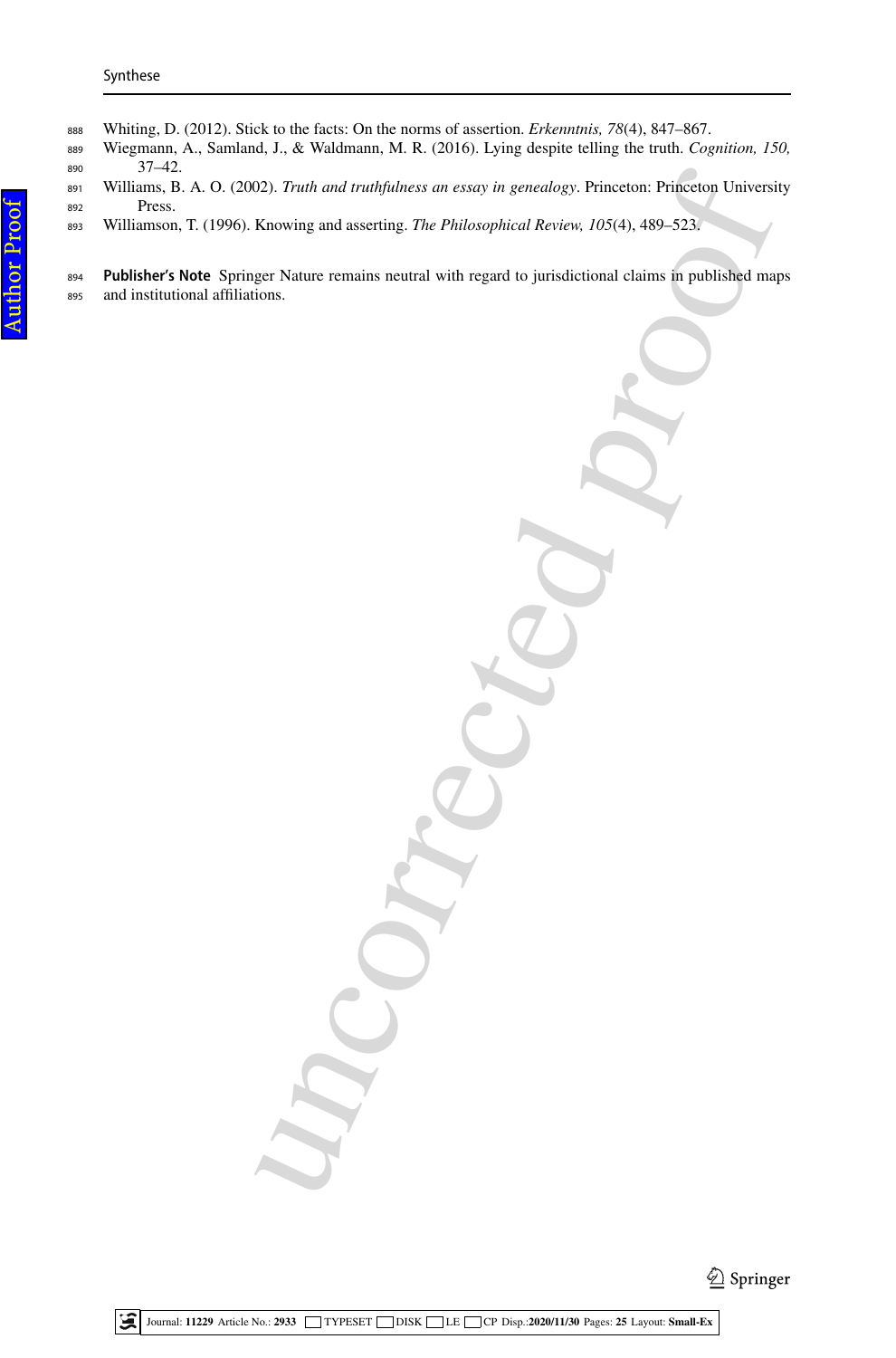Whiting, D. (2012). Stick to the facts: On the norms of assertion. *Erkenntnis, 78*(4), 847–867.

Wiegmann, A., Samland, J., & Waldmann, M. R. (2016). Lying despite telling the truth. *Cognition, 150,* 37–42.

Williams, B. A. O. (2002). *Truth and truthfulness an essay in genealogy*. Princeton: Princeton University Press.

Williamson, T. (1996). Knowing and asserting. *The Philosophical Review, 105*(4), 489–523.

**Publisher's Note** Springer Nature remains neutral with regard to jurisdictional claims in published maps and institutional affiliations.